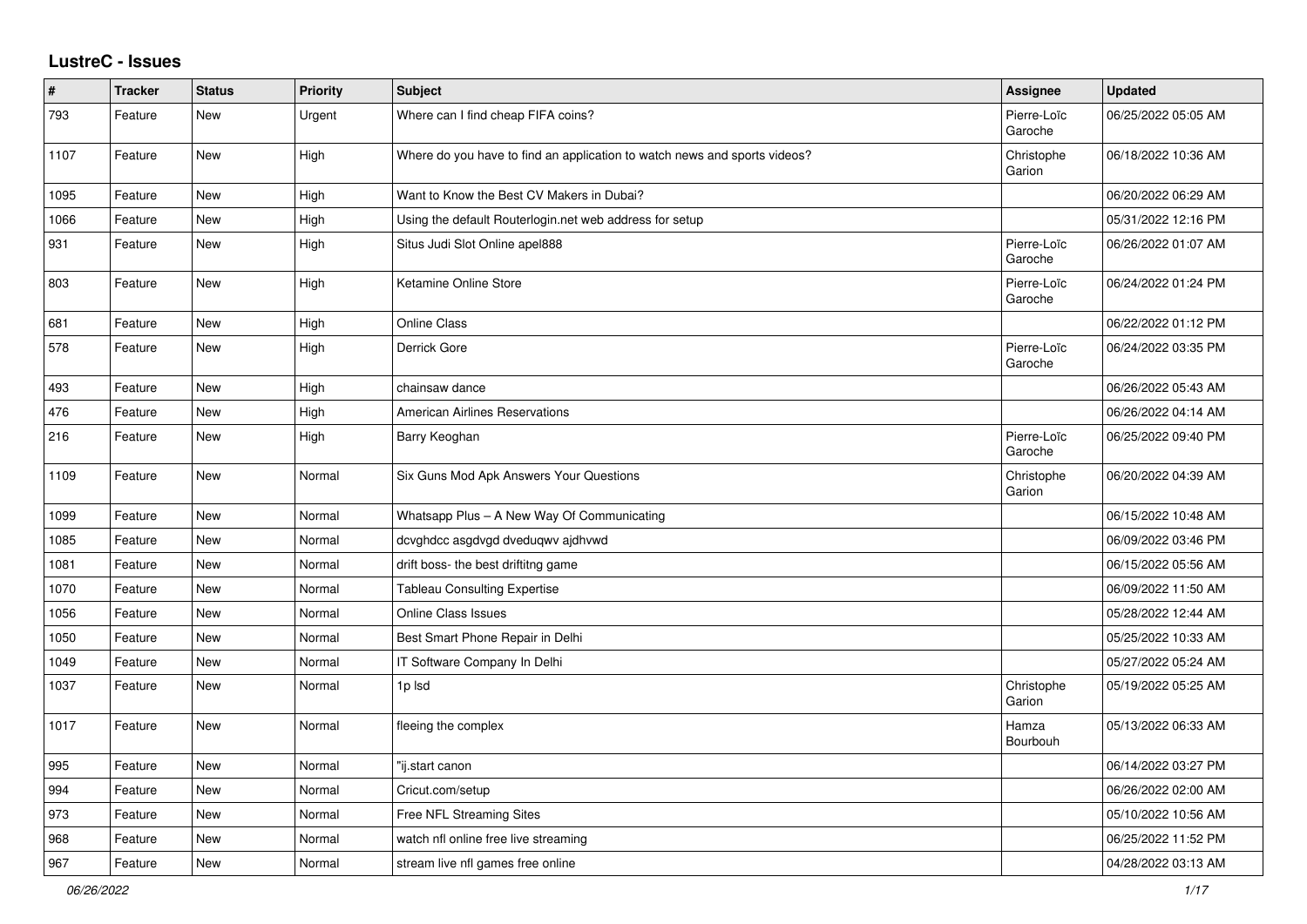# LustreC - Issues

| # | Tracker | Status | Priority | Subject | Assignee | Updated |
|---|---|---|---|---|---|---|
| 793 | Feature | New | Urgent | Where can I find cheap FIFA coins? | Pierre-Loïc Garoche | 06/25/2022 05:05 AM |
| 1107 | Feature | New | High | Where do you have to find an application to watch news and sports videos? | Christophe Garion | 06/18/2022 10:36 AM |
| 1095 | Feature | New | High | Want to Know the Best CV Makers in Dubai? | | 06/20/2022 06:29 AM |
| 1066 | Feature | New | High | Using the default Routerlogin.net web address for setup | | 05/31/2022 12:16 PM |
| 931 | Feature | New | High | Situs Judi Slot Online apel888 | Pierre-Loïc Garoche | 06/26/2022 01:07 AM |
| 803 | Feature | New | High | Ketamine Online Store | Pierre-Loïc Garoche | 06/24/2022 01:24 PM |
| 681 | Feature | New | High | Online Class | | 06/22/2022 01:12 PM |
| 578 | Feature | New | High | Derrick Gore | Pierre-Loïc Garoche | 06/24/2022 03:35 PM |
| 493 | Feature | New | High | chainsaw dance | | 06/26/2022 05:43 AM |
| 476 | Feature | New | High | American Airlines Reservations | | 06/26/2022 04:14 AM |
| 216 | Feature | New | High | Barry Keoghan | Pierre-Loïc Garoche | 06/25/2022 09:40 PM |
| 1109 | Feature | New | Normal | Six Guns Mod Apk Answers Your Questions | Christophe Garion | 06/20/2022 04:39 AM |
| 1099 | Feature | New | Normal | Whatsapp Plus – A New Way Of Communicating | | 06/15/2022 10:48 AM |
| 1085 | Feature | New | Normal | dcvghdcc asgdvgd dveduqwv ajdhvwd | | 06/09/2022 03:46 PM |
| 1081 | Feature | New | Normal | drift boss- the best driftitng game | | 06/15/2022 05:56 AM |
| 1070 | Feature | New | Normal | Tableau Consulting Expertise | | 06/09/2022 11:50 AM |
| 1056 | Feature | New | Normal | Online Class Issues | | 05/28/2022 12:44 AM |
| 1050 | Feature | New | Normal | Best Smart Phone Repair in Delhi | | 05/25/2022 10:33 AM |
| 1049 | Feature | New | Normal | IT Software Company In Delhi | | 05/27/2022 05:24 AM |
| 1037 | Feature | New | Normal | 1p lsd | Christophe Garion | 05/19/2022 05:25 AM |
| 1017 | Feature | New | Normal | fleeing the complex | Hamza Bourbouh | 05/13/2022 06:33 AM |
| 995 | Feature | New | Normal | "ij.start canon | | 06/14/2022 03:27 PM |
| 994 | Feature | New | Normal | Cricut.com/setup | | 06/26/2022 02:00 AM |
| 973 | Feature | New | Normal | Free NFL Streaming Sites | | 05/10/2022 10:56 AM |
| 968 | Feature | New | Normal | watch nfl online free live streaming | | 06/25/2022 11:52 PM |
| 967 | Feature | New | Normal | stream live nfl games free online | | 04/28/2022 03:13 AM |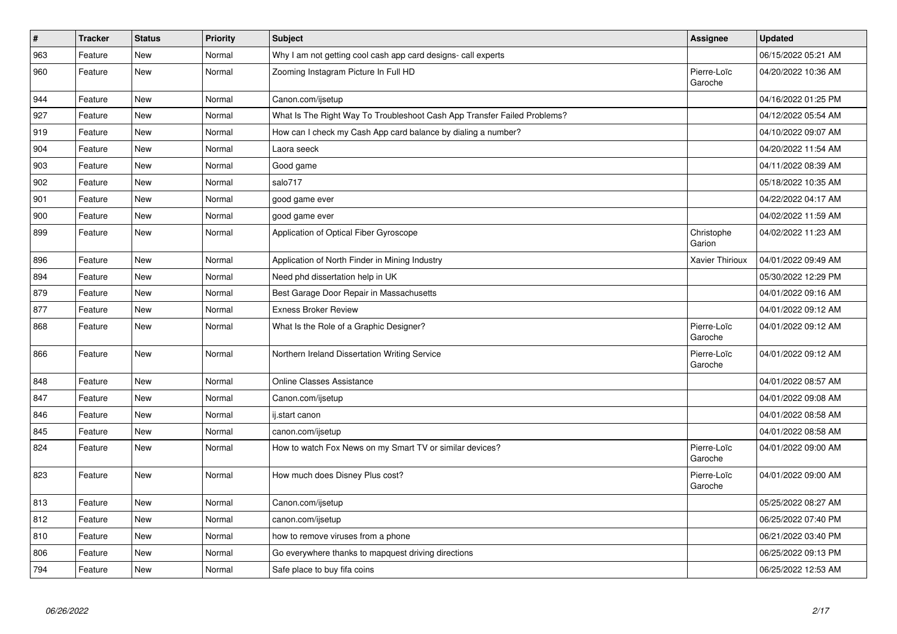| # | Tracker | Status | Priority | Subject | Assignee | Updated |
|---|---|---|---|---|---|---|
| 963 | Feature | New | Normal | Why I am not getting cool cash app card designs- call experts | | 06/15/2022 05:21 AM |
| 960 | Feature | New | Normal | Zooming Instagram Picture In Full HD | Pierre-Loïc Garoche | 04/20/2022 10:36 AM |
| 944 | Feature | New | Normal | Canon.com/ijsetup | | 04/16/2022 01:25 PM |
| 927 | Feature | New | Normal | What Is The Right Way To Troubleshoot Cash App Transfer Failed Problems? | | 04/12/2022 05:54 AM |
| 919 | Feature | New | Normal | How can I check my Cash App card balance by dialing a number? | | 04/10/2022 09:07 AM |
| 904 | Feature | New | Normal | Laora seeck | | 04/20/2022 11:54 AM |
| 903 | Feature | New | Normal | Good game | | 04/11/2022 08:39 AM |
| 902 | Feature | New | Normal | salo717 | | 05/18/2022 10:35 AM |
| 901 | Feature | New | Normal | good game ever | | 04/22/2022 04:17 AM |
| 900 | Feature | New | Normal | good game ever | | 04/02/2022 11:59 AM |
| 899 | Feature | New | Normal | Application of Optical Fiber Gyroscope | Christophe Garion | 04/02/2022 11:23 AM |
| 896 | Feature | New | Normal | Application of North Finder in Mining Industry | Xavier Thirioux | 04/01/2022 09:49 AM |
| 894 | Feature | New | Normal | Need phd dissertation help in UK | | 05/30/2022 12:29 PM |
| 879 | Feature | New | Normal | Best Garage Door Repair in Massachusetts | | 04/01/2022 09:16 AM |
| 877 | Feature | New | Normal | Exness Broker Review | | 04/01/2022 09:12 AM |
| 868 | Feature | New | Normal | What Is the Role of a Graphic Designer? | Pierre-Loïc Garoche | 04/01/2022 09:12 AM |
| 866 | Feature | New | Normal | Northern Ireland Dissertation Writing Service | Pierre-Loïc Garoche | 04/01/2022 09:12 AM |
| 848 | Feature | New | Normal | Online Classes Assistance | | 04/01/2022 08:57 AM |
| 847 | Feature | New | Normal | Canon.com/ijsetup | | 04/01/2022 09:08 AM |
| 846 | Feature | New | Normal | ij.start canon | | 04/01/2022 08:58 AM |
| 845 | Feature | New | Normal | canon.com/ijsetup | | 04/01/2022 08:58 AM |
| 824 | Feature | New | Normal | How to watch Fox News on my Smart TV or similar devices? | Pierre-Loïc Garoche | 04/01/2022 09:00 AM |
| 823 | Feature | New | Normal | How much does Disney Plus cost? | Pierre-Loïc Garoche | 04/01/2022 09:00 AM |
| 813 | Feature | New | Normal | Canon.com/ijsetup | | 05/25/2022 08:27 AM |
| 812 | Feature | New | Normal | canon.com/ijsetup | | 06/25/2022 07:40 PM |
| 810 | Feature | New | Normal | how to remove viruses from a phone | | 06/21/2022 03:40 PM |
| 806 | Feature | New | Normal | Go everywhere thanks to mapquest driving directions | | 06/25/2022 09:13 PM |
| 794 | Feature | New | Normal | Safe place to buy fifa coins | | 06/25/2022 12:53 AM |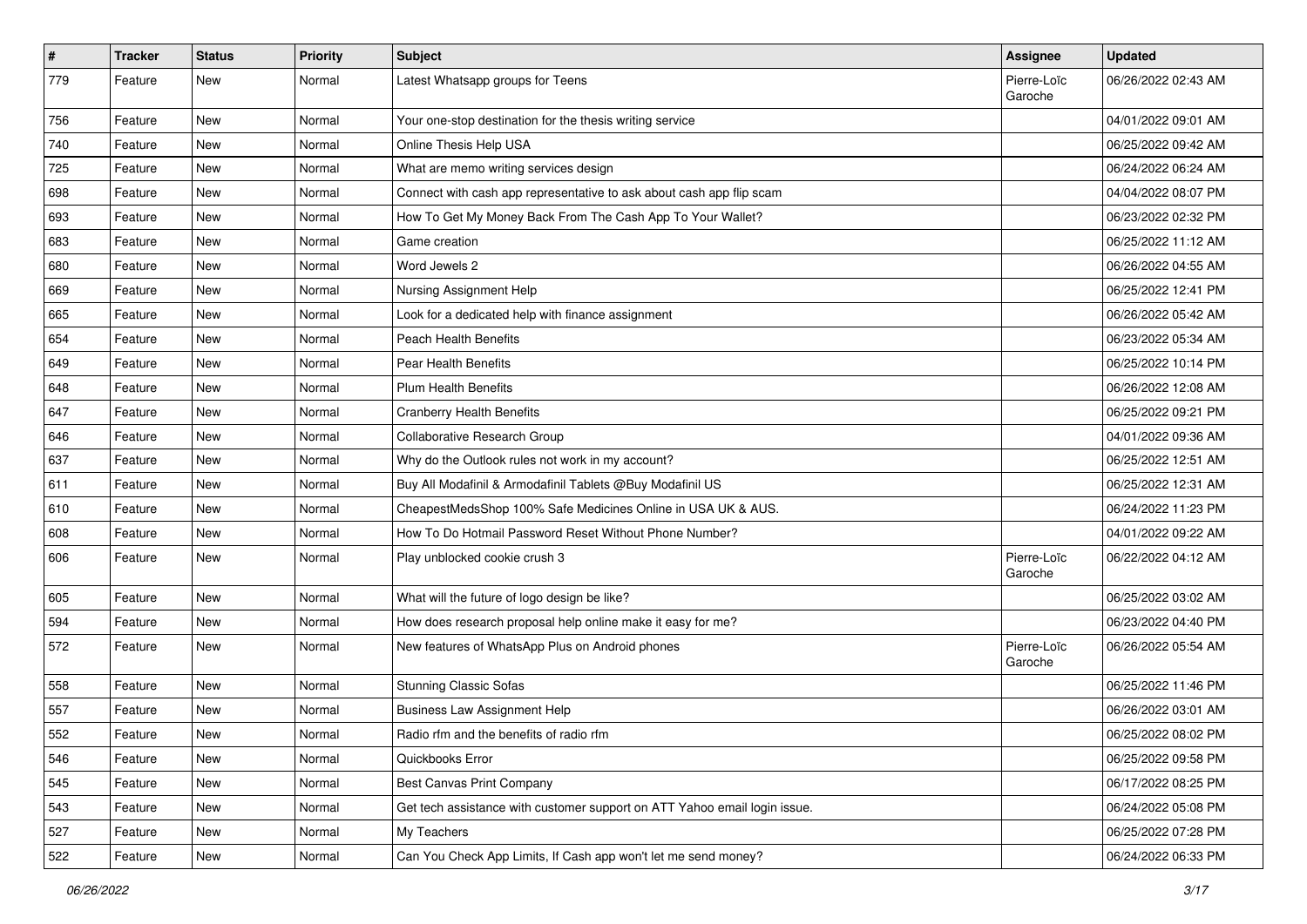| # | Tracker | Status | Priority | Subject | Assignee | Updated |
|---|---|---|---|---|---|---|
| 779 | Feature | New | Normal | Latest Whatsapp groups for Teens | Pierre-Loïc Garoche | 06/26/2022 02:43 AM |
| 756 | Feature | New | Normal | Your one-stop destination for the thesis writing service | | 04/01/2022 09:01 AM |
| 740 | Feature | New | Normal | Online Thesis Help USA | | 06/25/2022 09:42 AM |
| 725 | Feature | New | Normal | What are memo writing services design | | 06/24/2022 06:24 AM |
| 698 | Feature | New | Normal | Connect with cash app representative to ask about cash app flip scam | | 04/04/2022 08:07 PM |
| 693 | Feature | New | Normal | How To Get My Money Back From The Cash App To Your Wallet? | | 06/23/2022 02:32 PM |
| 683 | Feature | New | Normal | Game creation | | 06/25/2022 11:12 AM |
| 680 | Feature | New | Normal | Word Jewels 2 | | 06/26/2022 04:55 AM |
| 669 | Feature | New | Normal | Nursing Assignment Help | | 06/25/2022 12:41 PM |
| 665 | Feature | New | Normal | Look for a dedicated help with finance assignment | | 06/26/2022 05:42 AM |
| 654 | Feature | New | Normal | Peach Health Benefits | | 06/23/2022 05:34 AM |
| 649 | Feature | New | Normal | Pear Health Benefits | | 06/25/2022 10:14 PM |
| 648 | Feature | New | Normal | Plum Health Benefits | | 06/26/2022 12:08 AM |
| 647 | Feature | New | Normal | Cranberry Health Benefits | | 06/25/2022 09:21 PM |
| 646 | Feature | New | Normal | Collaborative Research Group | | 04/01/2022 09:36 AM |
| 637 | Feature | New | Normal | Why do the Outlook rules not work in my account? | | 06/25/2022 12:51 AM |
| 611 | Feature | New | Normal | Buy All Modafinil & Armodafinil Tablets @Buy Modafinil US | | 06/25/2022 12:31 AM |
| 610 | Feature | New | Normal | CheapestMedsShop 100% Safe Medicines Online in USA UK & AUS. | | 06/24/2022 11:23 PM |
| 608 | Feature | New | Normal | How To Do Hotmail Password Reset Without Phone Number? | | 04/01/2022 09:22 AM |
| 606 | Feature | New | Normal | Play unblocked cookie crush 3 | Pierre-Loïc Garoche | 06/22/2022 04:12 AM |
| 605 | Feature | New | Normal | What will the future of logo design be like? | | 06/25/2022 03:02 AM |
| 594 | Feature | New | Normal | How does research proposal help online make it easy for me? | | 06/23/2022 04:40 PM |
| 572 | Feature | New | Normal | New features of WhatsApp Plus on Android phones | Pierre-Loïc Garoche | 06/26/2022 05:54 AM |
| 558 | Feature | New | Normal | Stunning Classic Sofas | | 06/25/2022 11:46 PM |
| 557 | Feature | New | Normal | Business Law Assignment Help | | 06/26/2022 03:01 AM |
| 552 | Feature | New | Normal | Radio rfm and the benefits of radio rfm | | 06/25/2022 08:02 PM |
| 546 | Feature | New | Normal | Quickbooks Error | | 06/25/2022 09:58 PM |
| 545 | Feature | New | Normal | Best Canvas Print Company | | 06/17/2022 08:25 PM |
| 543 | Feature | New | Normal | Get tech assistance with customer support on ATT Yahoo email login issue. | | 06/24/2022 05:08 PM |
| 527 | Feature | New | Normal | My Teachers | | 06/25/2022 07:28 PM |
| 522 | Feature | New | Normal | Can You Check App Limits, If Cash app won't let me send money? | | 06/24/2022 06:33 PM |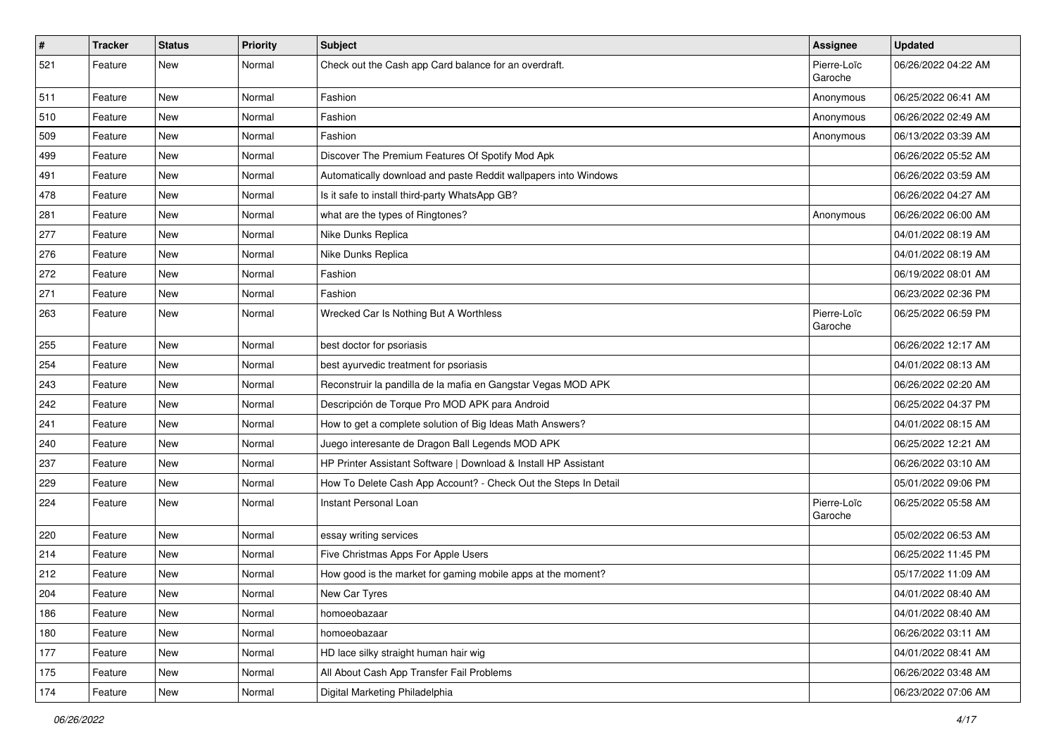| # | Tracker | Status | Priority | Subject | Assignee | Updated |
|---|---|---|---|---|---|---|
| 521 | Feature | New | Normal | Check out the Cash app Card balance for an overdraft. | Pierre-Loïc Garoche | 06/26/2022 04:22 AM |
| 511 | Feature | New | Normal | Fashion | Anonymous | 06/25/2022 06:41 AM |
| 510 | Feature | New | Normal | Fashion | Anonymous | 06/26/2022 02:49 AM |
| 509 | Feature | New | Normal | Fashion | Anonymous | 06/13/2022 03:39 AM |
| 499 | Feature | New | Normal | Discover The Premium Features Of Spotify Mod Apk | | 06/26/2022 05:52 AM |
| 491 | Feature | New | Normal | Automatically download and paste Reddit wallpapers into Windows | | 06/26/2022 03:59 AM |
| 478 | Feature | New | Normal | Is it safe to install third-party WhatsApp GB? | | 06/26/2022 04:27 AM |
| 281 | Feature | New | Normal | what are the types of Ringtones? | Anonymous | 06/26/2022 06:00 AM |
| 277 | Feature | New | Normal | Nike Dunks Replica | | 04/01/2022 08:19 AM |
| 276 | Feature | New | Normal | Nike Dunks Replica | | 04/01/2022 08:19 AM |
| 272 | Feature | New | Normal | Fashion | | 06/19/2022 08:01 AM |
| 271 | Feature | New | Normal | Fashion | | 06/23/2022 02:36 PM |
| 263 | Feature | New | Normal | Wrecked Car Is Nothing But A Worthless | Pierre-Loïc Garoche | 06/25/2022 06:59 PM |
| 255 | Feature | New | Normal | best doctor for psoriasis | | 06/26/2022 12:17 AM |
| 254 | Feature | New | Normal | best ayurvedic treatment for psoriasis | | 04/01/2022 08:13 AM |
| 243 | Feature | New | Normal | Reconstruir la pandilla de la mafia en Gangstar Vegas MOD APK | | 06/26/2022 02:20 AM |
| 242 | Feature | New | Normal | Descripción de Torque Pro MOD APK para Android | | 06/25/2022 04:37 PM |
| 241 | Feature | New | Normal | How to get a complete solution of Big Ideas Math Answers? | | 04/01/2022 08:15 AM |
| 240 | Feature | New | Normal | Juego interesante de Dragon Ball Legends MOD APK | | 06/25/2022 12:21 AM |
| 237 | Feature | New | Normal | HP Printer Assistant Software \| Download & Install HP Assistant | | 06/26/2022 03:10 AM |
| 229 | Feature | New | Normal | How To Delete Cash App Account? - Check Out the Steps In Detail | | 05/01/2022 09:06 PM |
| 224 | Feature | New | Normal | Instant Personal Loan | Pierre-Loïc Garoche | 06/25/2022 05:58 AM |
| 220 | Feature | New | Normal | essay writing services | | 05/02/2022 06:53 AM |
| 214 | Feature | New | Normal | Five Christmas Apps For Apple Users | | 06/25/2022 11:45 PM |
| 212 | Feature | New | Normal | How good is the market for gaming mobile apps at the moment? | | 05/17/2022 11:09 AM |
| 204 | Feature | New | Normal | New Car Tyres | | 04/01/2022 08:40 AM |
| 186 | Feature | New | Normal | homoeobazaar | | 04/01/2022 08:40 AM |
| 180 | Feature | New | Normal | homoeobazaar | | 06/26/2022 03:11 AM |
| 177 | Feature | New | Normal | HD lace silky straight human hair wig | | 04/01/2022 08:41 AM |
| 175 | Feature | New | Normal | All About Cash App Transfer Fail Problems | | 06/26/2022 03:48 AM |
| 174 | Feature | New | Normal | Digital Marketing Philadelphia | | 06/23/2022 07:06 AM |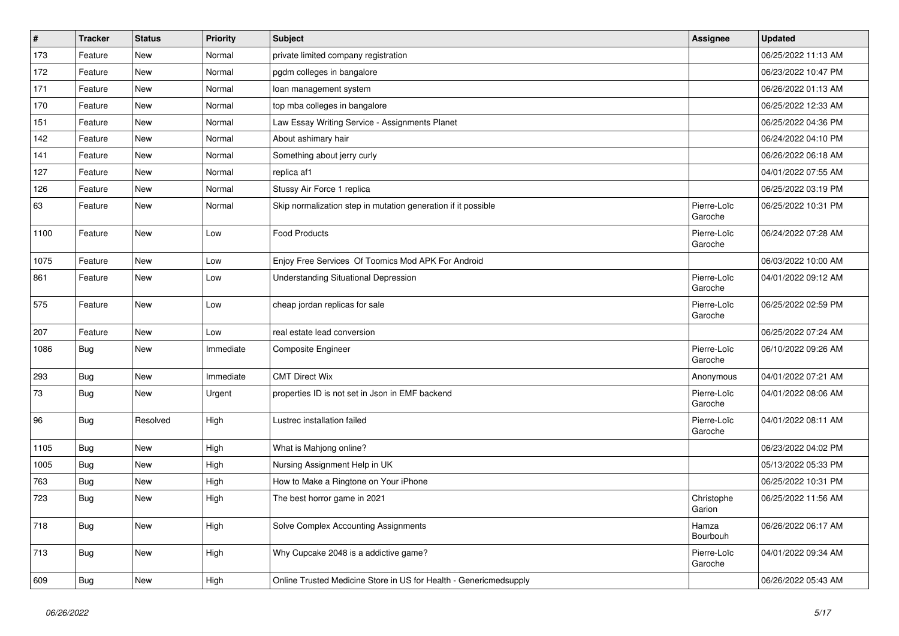| # | Tracker | Status | Priority | Subject | Assignee | Updated |
| --- | --- | --- | --- | --- | --- | --- |
| 173 | Feature | New | Normal | private limited company registration | | 06/25/2022 11:13 AM |
| 172 | Feature | New | Normal | pgdm colleges in bangalore | | 06/23/2022 10:47 PM |
| 171 | Feature | New | Normal | loan management system | | 06/26/2022 01:13 AM |
| 170 | Feature | New | Normal | top mba colleges in bangalore | | 06/25/2022 12:33 AM |
| 151 | Feature | New | Normal | Law Essay Writing Service - Assignments Planet | | 06/25/2022 04:36 PM |
| 142 | Feature | New | Normal | About ashimary hair | | 06/24/2022 04:10 PM |
| 141 | Feature | New | Normal | Something about jerry curly | | 06/26/2022 06:18 AM |
| 127 | Feature | New | Normal | replica af1 | | 04/01/2022 07:55 AM |
| 126 | Feature | New | Normal | Stussy Air Force 1 replica | | 06/25/2022 03:19 PM |
| 63 | Feature | New | Normal | Skip normalization step in mutation generation if it possible | Pierre-Loïc Garoche | 06/25/2022 10:31 PM |
| 1100 | Feature | New | Low | Food Products | Pierre-Loïc Garoche | 06/24/2022 07:28 AM |
| 1075 | Feature | New | Low | Enjoy Free Services Of Toomics Mod APK For Android | | 06/03/2022 10:00 AM |
| 861 | Feature | New | Low | Understanding Situational Depression | Pierre-Loïc Garoche | 04/01/2022 09:12 AM |
| 575 | Feature | New | Low | cheap jordan replicas for sale | Pierre-Loïc Garoche | 06/25/2022 02:59 PM |
| 207 | Feature | New | Low | real estate lead conversion | | 06/25/2022 07:24 AM |
| 1086 | Bug | New | Immediate | Composite Engineer | Pierre-Loïc Garoche | 06/10/2022 09:26 AM |
| 293 | Bug | New | Immediate | CMT Direct Wix | Anonymous | 04/01/2022 07:21 AM |
| 73 | Bug | New | Urgent | properties ID is not set in Json in EMF backend | Pierre-Loïc Garoche | 04/01/2022 08:06 AM |
| 96 | Bug | Resolved | High | Lustrec installation failed | Pierre-Loïc Garoche | 04/01/2022 08:11 AM |
| 1105 | Bug | New | High | What is Mahjong online? | | 06/23/2022 04:02 PM |
| 1005 | Bug | New | High | Nursing Assignment Help in UK | | 05/13/2022 05:33 PM |
| 763 | Bug | New | High | How to Make a Ringtone on Your iPhone | | 06/25/2022 10:31 PM |
| 723 | Bug | New | High | The best horror game in 2021 | Christophe Garion | 06/25/2022 11:56 AM |
| 718 | Bug | New | High | Solve Complex Accounting Assignments | Hamza Bourbouh | 06/26/2022 06:17 AM |
| 713 | Bug | New | High | Why Cupcake 2048 is a addictive game? | Pierre-Loïc Garoche | 04/01/2022 09:34 AM |
| 609 | Bug | New | High | Online Trusted Medicine Store in US for Health - Genericmedsupply | | 06/26/2022 05:43 AM |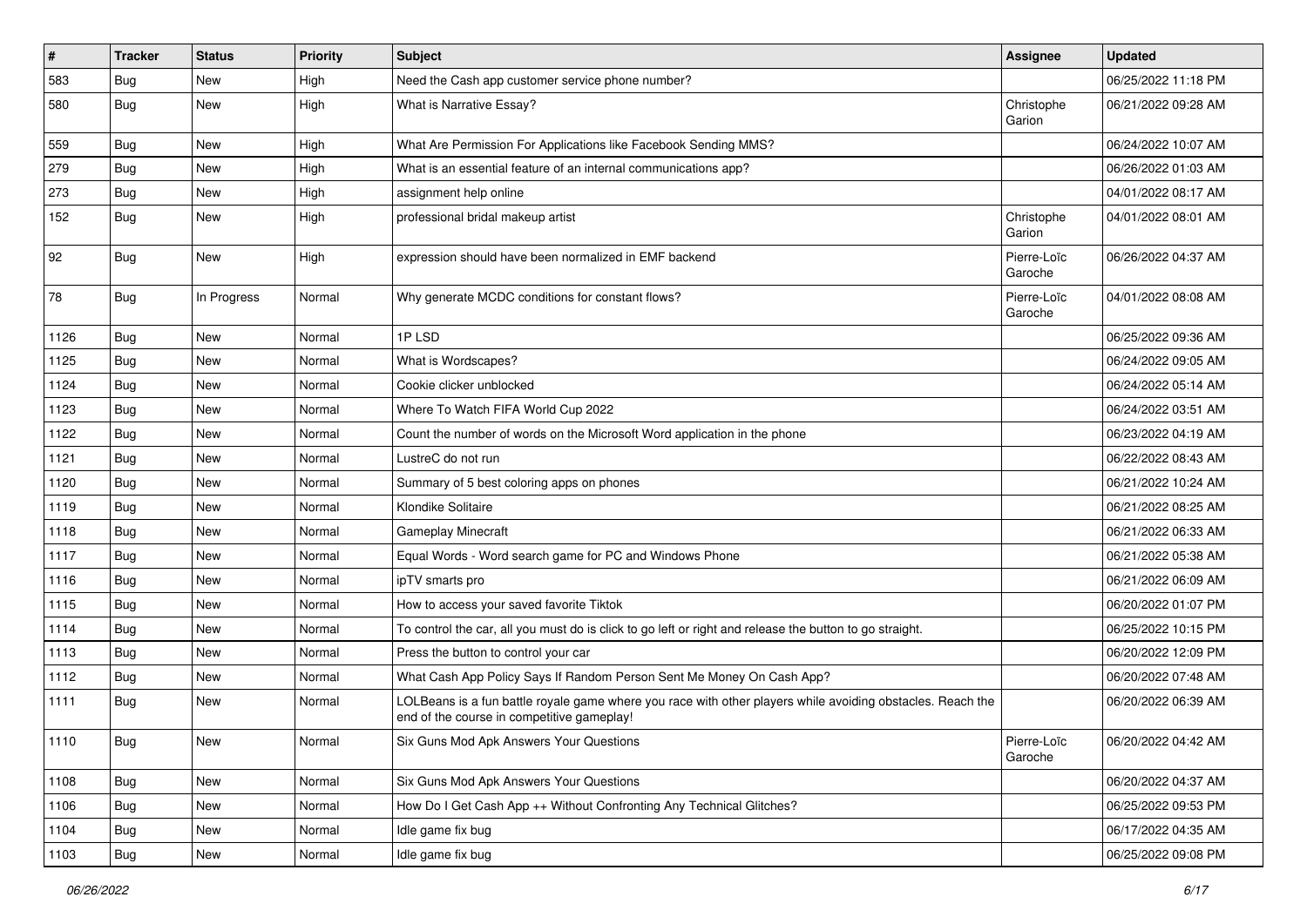| # | Tracker | Status | Priority | Subject | Assignee | Updated |
|---|---|---|---|---|---|---|
| 583 | Bug | New | High | Need the Cash app customer service phone number? | | 06/25/2022 11:18 PM |
| 580 | Bug | New | High | What is Narrative Essay? | Christophe Garion | 06/21/2022 09:28 AM |
| 559 | Bug | New | High | What Are Permission For Applications like Facebook Sending MMS? | | 06/24/2022 10:07 AM |
| 279 | Bug | New | High | What is an essential feature of an internal communications app? | | 06/26/2022 01:03 AM |
| 273 | Bug | New | High | assignment help online | | 04/01/2022 08:17 AM |
| 152 | Bug | New | High | professional bridal makeup artist | Christophe Garion | 04/01/2022 08:01 AM |
| 92 | Bug | New | High | expression should have been normalized in EMF backend | Pierre-Loïc Garoche | 06/26/2022 04:37 AM |
| 78 | Bug | In Progress | Normal | Why generate MCDC conditions for constant flows? | Pierre-Loïc Garoche | 04/01/2022 08:08 AM |
| 1126 | Bug | New | Normal | 1P LSD | | 06/25/2022 09:36 AM |
| 1125 | Bug | New | Normal | What is Wordscapes? | | 06/24/2022 09:05 AM |
| 1124 | Bug | New | Normal | Cookie clicker unblocked | | 06/24/2022 05:14 AM |
| 1123 | Bug | New | Normal | Where To Watch FIFA World Cup 2022 | | 06/24/2022 03:51 AM |
| 1122 | Bug | New | Normal | Count the number of words on the Microsoft Word application in the phone | | 06/23/2022 04:19 AM |
| 1121 | Bug | New | Normal | LustreC do not run | | 06/22/2022 08:43 AM |
| 1120 | Bug | New | Normal | Summary of 5 best coloring apps on phones | | 06/21/2022 10:24 AM |
| 1119 | Bug | New | Normal | Klondike Solitaire | | 06/21/2022 08:25 AM |
| 1118 | Bug | New | Normal | Gameplay Minecraft | | 06/21/2022 06:33 AM |
| 1117 | Bug | New | Normal | Equal Words - Word search game for PC and Windows Phone | | 06/21/2022 05:38 AM |
| 1116 | Bug | New | Normal | ipTV smarts pro | | 06/21/2022 06:09 AM |
| 1115 | Bug | New | Normal | How to access your saved favorite Tiktok | | 06/20/2022 01:07 PM |
| 1114 | Bug | New | Normal | To control the car, all you must do is click to go left or right and release the button to go straight. | | 06/25/2022 10:15 PM |
| 1113 | Bug | New | Normal | Press the button to control your car | | 06/20/2022 12:09 PM |
| 1112 | Bug | New | Normal | What Cash App Policy Says If Random Person Sent Me Money On Cash App? | | 06/20/2022 07:48 AM |
| 1111 | Bug | New | Normal | LOLBeans is a fun battle royale game where you race with other players while avoiding obstacles. Reach the end of the course in competitive gameplay! | | 06/20/2022 06:39 AM |
| 1110 | Bug | New | Normal | Six Guns Mod Apk Answers Your Questions | Pierre-Loïc Garoche | 06/20/2022 04:42 AM |
| 1108 | Bug | New | Normal | Six Guns Mod Apk Answers Your Questions | | 06/20/2022 04:37 AM |
| 1106 | Bug | New | Normal | How Do I Get Cash App ++ Without Confronting Any Technical Glitches? | | 06/25/2022 09:53 PM |
| 1104 | Bug | New | Normal | Idle game fix bug | | 06/17/2022 04:35 AM |
| 1103 | Bug | New | Normal | Idle game fix bug | | 06/25/2022 09:08 PM |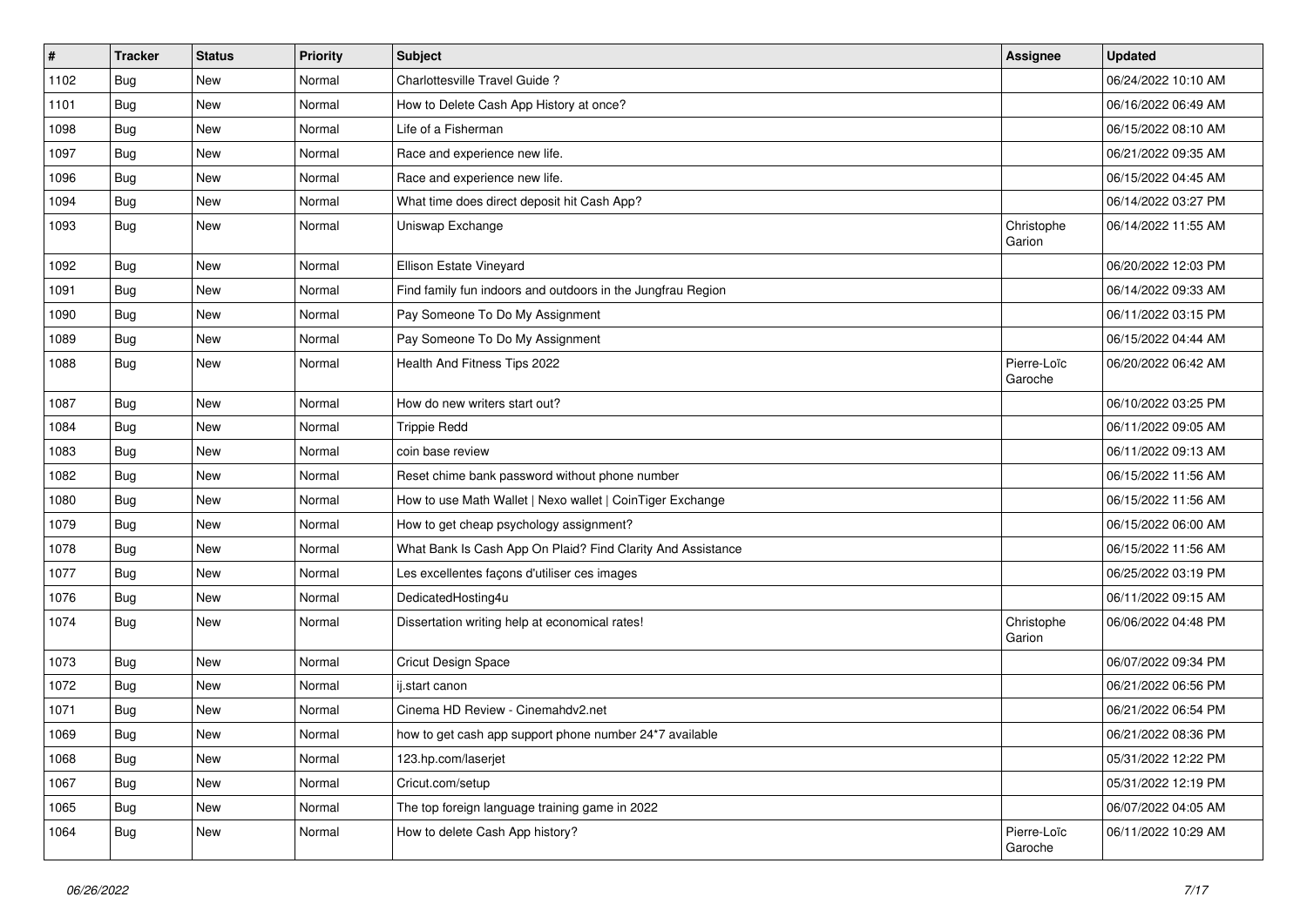| # | Tracker | Status | Priority | Subject | Assignee | Updated |
| --- | --- | --- | --- | --- | --- | --- |
| 1102 | Bug | New | Normal | Charlottesville Travel Guide ? | | 06/24/2022 10:10 AM |
| 1101 | Bug | New | Normal | How to Delete Cash App History at once? | | 06/16/2022 06:49 AM |
| 1098 | Bug | New | Normal | Life of a Fisherman | | 06/15/2022 08:10 AM |
| 1097 | Bug | New | Normal | Race and experience new life. | | 06/21/2022 09:35 AM |
| 1096 | Bug | New | Normal | Race and experience new life. | | 06/15/2022 04:45 AM |
| 1094 | Bug | New | Normal | What time does direct deposit hit Cash App? | | 06/14/2022 03:27 PM |
| 1093 | Bug | New | Normal | Uniswap Exchange | Christophe Garion | 06/14/2022 11:55 AM |
| 1092 | Bug | New | Normal | Ellison Estate Vineyard | | 06/20/2022 12:03 PM |
| 1091 | Bug | New | Normal | Find family fun indoors and outdoors in the Jungfrau Region | | 06/14/2022 09:33 AM |
| 1090 | Bug | New | Normal | Pay Someone To Do My Assignment | | 06/11/2022 03:15 PM |
| 1089 | Bug | New | Normal | Pay Someone To Do My Assignment | | 06/15/2022 04:44 AM |
| 1088 | Bug | New | Normal | Health And Fitness Tips 2022 | Pierre-Loïc Garoche | 06/20/2022 06:42 AM |
| 1087 | Bug | New | Normal | How do new writers start out? | | 06/10/2022 03:25 PM |
| 1084 | Bug | New | Normal | Trippie Redd | | 06/11/2022 09:05 AM |
| 1083 | Bug | New | Normal | coin base review | | 06/11/2022 09:13 AM |
| 1082 | Bug | New | Normal | Reset chime bank password without phone number | | 06/15/2022 11:56 AM |
| 1080 | Bug | New | Normal | How to use Math Wallet \| Nexo wallet \| CoinTiger Exchange | | 06/15/2022 11:56 AM |
| 1079 | Bug | New | Normal | How to get cheap psychology assignment? | | 06/15/2022 06:00 AM |
| 1078 | Bug | New | Normal | What Bank Is Cash App On Plaid? Find Clarity And Assistance | | 06/15/2022 11:56 AM |
| 1077 | Bug | New | Normal | Les excellentes façons d'utiliser ces images | | 06/25/2022 03:19 PM |
| 1076 | Bug | New | Normal | DedicatedHosting4u | | 06/11/2022 09:15 AM |
| 1074 | Bug | New | Normal | Dissertation writing help at economical rates! | Christophe Garion | 06/06/2022 04:48 PM |
| 1073 | Bug | New | Normal | Cricut Design Space | | 06/07/2022 09:34 PM |
| 1072 | Bug | New | Normal | ij.start canon | | 06/21/2022 06:56 PM |
| 1071 | Bug | New | Normal | Cinema HD Review - Cinemahdv2.net | | 06/21/2022 06:54 PM |
| 1069 | Bug | New | Normal | how to get cash app support phone number 24*7 available | | 06/21/2022 08:36 PM |
| 1068 | Bug | New | Normal | 123.hp.com/laserjet | | 05/31/2022 12:22 PM |
| 1067 | Bug | New | Normal | Cricut.com/setup | | 05/31/2022 12:19 PM |
| 1065 | Bug | New | Normal | The top foreign language training game in 2022 | | 06/07/2022 04:05 AM |
| 1064 | Bug | New | Normal | How to delete Cash App history? | Pierre-Loïc Garoche | 06/11/2022 10:29 AM |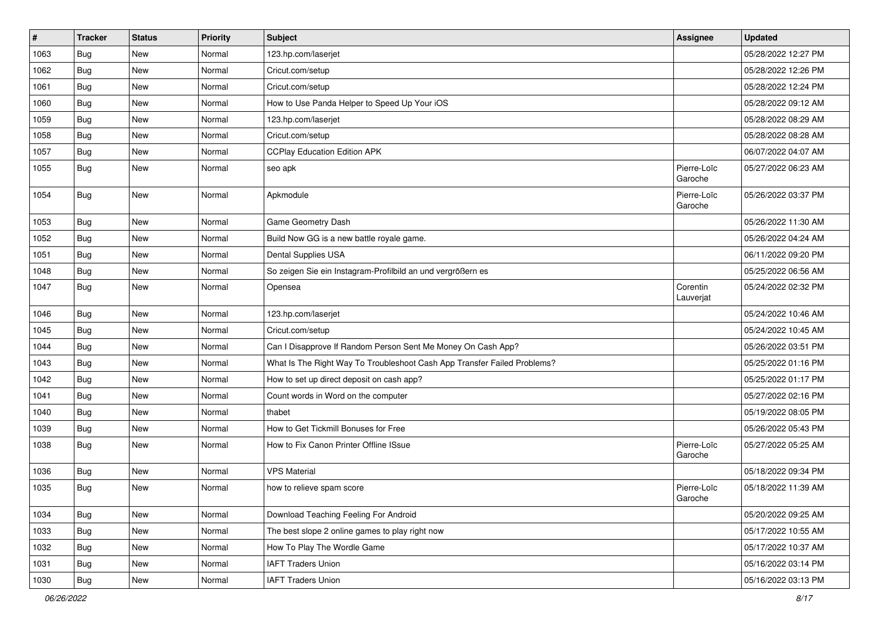| # | Tracker | Status | Priority | Subject | Assignee | Updated |
|---|---|---|---|---|---|---|
| 1063 | Bug | New | Normal | 123.hp.com/laserjet | | 05/28/2022 12:27 PM |
| 1062 | Bug | New | Normal | Cricut.com/setup | | 05/28/2022 12:26 PM |
| 1061 | Bug | New | Normal | Cricut.com/setup | | 05/28/2022 12:24 PM |
| 1060 | Bug | New | Normal | How to Use Panda Helper to Speed Up Your iOS | | 05/28/2022 09:12 AM |
| 1059 | Bug | New | Normal | 123.hp.com/laserjet | | 05/28/2022 08:29 AM |
| 1058 | Bug | New | Normal | Cricut.com/setup | | 05/28/2022 08:28 AM |
| 1057 | Bug | New | Normal | CCPlay Education Edition APK | | 06/07/2022 04:07 AM |
| 1055 | Bug | New | Normal | seo apk | Pierre-Loïc Garoche | 05/27/2022 06:23 AM |
| 1054 | Bug | New | Normal | Apkmodule | Pierre-Loïc Garoche | 05/26/2022 03:37 PM |
| 1053 | Bug | New | Normal | Game Geometry Dash | | 05/26/2022 11:30 AM |
| 1052 | Bug | New | Normal | Build Now GG is a new battle royale game. | | 05/26/2022 04:24 AM |
| 1051 | Bug | New | Normal | Dental Supplies USA | | 06/11/2022 09:20 PM |
| 1048 | Bug | New | Normal | So zeigen Sie ein Instagram-Profilbild an und vergrößern es | | 05/25/2022 06:56 AM |
| 1047 | Bug | New | Normal | Opensea | Corentin Lauverjat | 05/24/2022 02:32 PM |
| 1046 | Bug | New | Normal | 123.hp.com/laserjet | | 05/24/2022 10:46 AM |
| 1045 | Bug | New | Normal | Cricut.com/setup | | 05/24/2022 10:45 AM |
| 1044 | Bug | New | Normal | Can I Disapprove If Random Person Sent Me Money On Cash App? | | 05/26/2022 03:51 PM |
| 1043 | Bug | New | Normal | What Is The Right Way To Troubleshoot Cash App Transfer Failed Problems? | | 05/25/2022 01:16 PM |
| 1042 | Bug | New | Normal | How to set up direct deposit on cash app? | | 05/25/2022 01:17 PM |
| 1041 | Bug | New | Normal | Count words in Word on the computer | | 05/27/2022 02:16 PM |
| 1040 | Bug | New | Normal | thabet | | 05/19/2022 08:05 PM |
| 1039 | Bug | New | Normal | How to Get Tickmill Bonuses for Free | | 05/26/2022 05:43 PM |
| 1038 | Bug | New | Normal | How to Fix Canon Printer Offline ISsue | Pierre-Loïc Garoche | 05/27/2022 05:25 AM |
| 1036 | Bug | New | Normal | VPS Material | | 05/18/2022 09:34 PM |
| 1035 | Bug | New | Normal | how to relieve spam score | Pierre-Loïc Garoche | 05/18/2022 11:39 AM |
| 1034 | Bug | New | Normal | Download Teaching Feeling For Android | | 05/20/2022 09:25 AM |
| 1033 | Bug | New | Normal | The best slope 2 online games to play right now | | 05/17/2022 10:55 AM |
| 1032 | Bug | New | Normal | How To Play The Wordle Game | | 05/17/2022 10:37 AM |
| 1031 | Bug | New | Normal | IAFT Traders Union | | 05/16/2022 03:14 PM |
| 1030 | Bug | New | Normal | IAFT Traders Union | | 05/16/2022 03:13 PM |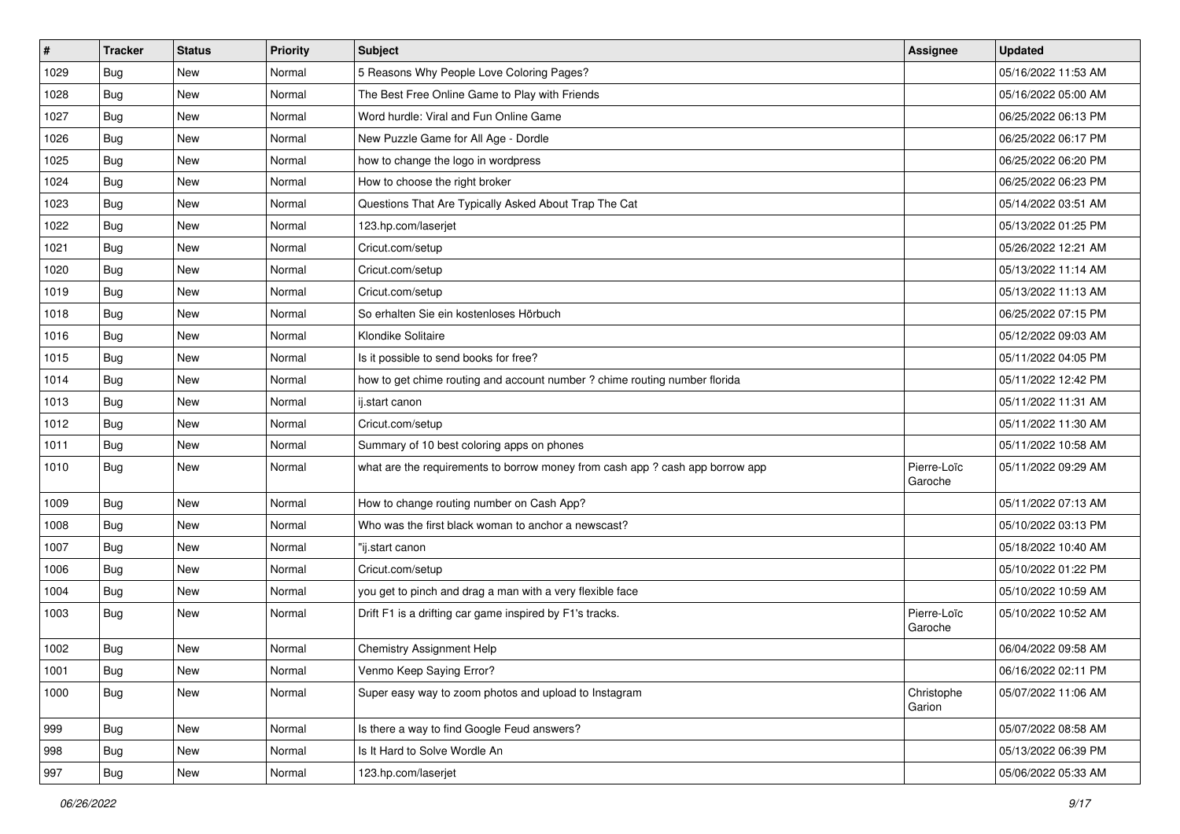| # | Tracker | Status | Priority | Subject | Assignee | Updated |
|---|---|---|---|---|---|---|
| 1029 | Bug | New | Normal | 5 Reasons Why People Love Coloring Pages? | | 05/16/2022 11:53 AM |
| 1028 | Bug | New | Normal | The Best Free Online Game to Play with Friends | | 05/16/2022 05:00 AM |
| 1027 | Bug | New | Normal | Word hurdle: Viral and Fun Online Game | | 06/25/2022 06:13 PM |
| 1026 | Bug | New | Normal | New Puzzle Game for All Age - Dordle | | 06/25/2022 06:17 PM |
| 1025 | Bug | New | Normal | how to change the logo in wordpress | | 06/25/2022 06:20 PM |
| 1024 | Bug | New | Normal | How to choose the right broker | | 06/25/2022 06:23 PM |
| 1023 | Bug | New | Normal | Questions That Are Typically Asked About Trap The Cat | | 05/14/2022 03:51 AM |
| 1022 | Bug | New | Normal | 123.hp.com/laserjet | | 05/13/2022 01:25 PM |
| 1021 | Bug | New | Normal | Cricut.com/setup | | 05/26/2022 12:21 AM |
| 1020 | Bug | New | Normal | Cricut.com/setup | | 05/13/2022 11:14 AM |
| 1019 | Bug | New | Normal | Cricut.com/setup | | 05/13/2022 11:13 AM |
| 1018 | Bug | New | Normal | So erhalten Sie ein kostenloses Hörbuch | | 06/25/2022 07:15 PM |
| 1016 | Bug | New | Normal | Klondike Solitaire | | 05/12/2022 09:03 AM |
| 1015 | Bug | New | Normal | Is it possible to send books for free? | | 05/11/2022 04:05 PM |
| 1014 | Bug | New | Normal | how to get chime routing and account number ? chime routing number florida | | 05/11/2022 12:42 PM |
| 1013 | Bug | New | Normal | ij.start canon | | 05/11/2022 11:31 AM |
| 1012 | Bug | New | Normal | Cricut.com/setup | | 05/11/2022 11:30 AM |
| 1011 | Bug | New | Normal | Summary of 10 best coloring apps on phones | | 05/11/2022 10:58 AM |
| 1010 | Bug | New | Normal | what are the requirements to borrow money from cash app ? cash app borrow app | Pierre-Loïc Garoche | 05/11/2022 09:29 AM |
| 1009 | Bug | New | Normal | How to change routing number on Cash App? | | 05/11/2022 07:13 AM |
| 1008 | Bug | New | Normal | Who was the first black woman to anchor a newscast? | | 05/10/2022 03:13 PM |
| 1007 | Bug | New | Normal | "ij.start canon | | 05/18/2022 10:40 AM |
| 1006 | Bug | New | Normal | Cricut.com/setup | | 05/10/2022 01:22 PM |
| 1004 | Bug | New | Normal | you get to pinch and drag a man with a very flexible face | | 05/10/2022 10:59 AM |
| 1003 | Bug | New | Normal | Drift F1 is a drifting car game inspired by F1's tracks. | Pierre-Loïc Garoche | 05/10/2022 10:52 AM |
| 1002 | Bug | New | Normal | Chemistry Assignment Help | | 06/04/2022 09:58 AM |
| 1001 | Bug | New | Normal | Venmo Keep Saying Error? | | 06/16/2022 02:11 PM |
| 1000 | Bug | New | Normal | Super easy way to zoom photos and upload to Instagram | Christophe Garion | 05/07/2022 11:06 AM |
| 999 | Bug | New | Normal | Is there a way to find Google Feud answers? | | 05/07/2022 08:58 AM |
| 998 | Bug | New | Normal | Is It Hard to Solve Wordle An | | 05/13/2022 06:39 PM |
| 997 | Bug | New | Normal | 123.hp.com/laserjet | | 05/06/2022 05:33 AM |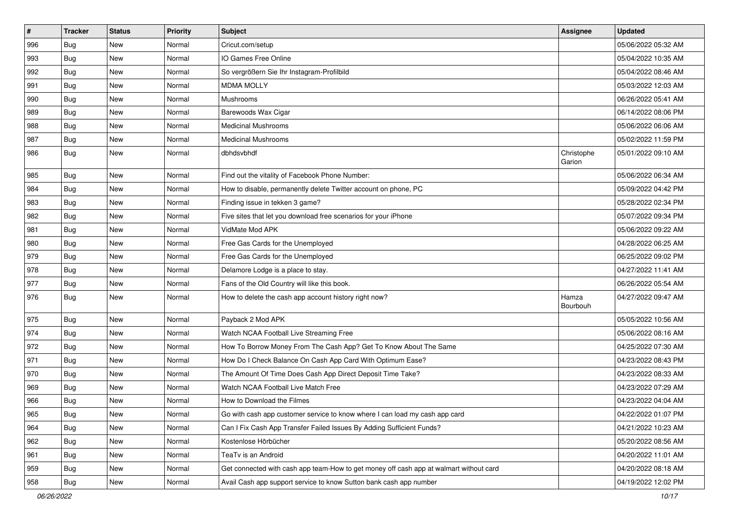| # | Tracker | Status | Priority | Subject | Assignee | Updated |
|---|---|---|---|---|---|---|
| 996 | Bug | New | Normal | Cricut.com/setup | | 05/06/2022 05:32 AM |
| 993 | Bug | New | Normal | IO Games Free Online | | 05/04/2022 10:35 AM |
| 992 | Bug | New | Normal | So vergrößern Sie Ihr Instagram-Profilbild | | 05/04/2022 08:46 AM |
| 991 | Bug | New | Normal | MDMA MOLLY | | 05/03/2022 12:03 AM |
| 990 | Bug | New | Normal | Mushrooms | | 06/26/2022 05:41 AM |
| 989 | Bug | New | Normal | Barewoods Wax Cigar | | 06/14/2022 08:06 PM |
| 988 | Bug | New | Normal | Medicinal Mushrooms | | 05/06/2022 06:06 AM |
| 987 | Bug | New | Normal | Medicinal Mushrooms | | 05/02/2022 11:59 PM |
| 986 | Bug | New | Normal | dbhdsvbhdf | Christophe Garion | 05/01/2022 09:10 AM |
| 985 | Bug | New | Normal | Find out the vitality of Facebook Phone Number: | | 05/06/2022 06:34 AM |
| 984 | Bug | New | Normal | How to disable, permanently delete Twitter account on phone, PC | | 05/09/2022 04:42 PM |
| 983 | Bug | New | Normal | Finding issue in tekken 3 game? | | 05/28/2022 02:34 PM |
| 982 | Bug | New | Normal | Five sites that let you download free scenarios for your iPhone | | 05/07/2022 09:34 PM |
| 981 | Bug | New | Normal | VidMate Mod APK | | 05/06/2022 09:22 AM |
| 980 | Bug | New | Normal | Free Gas Cards for the Unemployed | | 04/28/2022 06:25 AM |
| 979 | Bug | New | Normal | Free Gas Cards for the Unemployed | | 06/25/2022 09:02 PM |
| 978 | Bug | New | Normal | Delamore Lodge is a place to stay. | | 04/27/2022 11:41 AM |
| 977 | Bug | New | Normal | Fans of the Old Country will like this book. | | 06/26/2022 05:54 AM |
| 976 | Bug | New | Normal | How to delete the cash app account history right now? | Hamza Bourbouh | 04/27/2022 09:47 AM |
| 975 | Bug | New | Normal | Payback 2 Mod APK | | 05/05/2022 10:56 AM |
| 974 | Bug | New | Normal | Watch NCAA Football Live Streaming Free | | 05/06/2022 08:16 AM |
| 972 | Bug | New | Normal | How To Borrow Money From The Cash App? Get To Know About The Same | | 04/25/2022 07:30 AM |
| 971 | Bug | New | Normal | How Do I Check Balance On Cash App Card With Optimum Ease? | | 04/23/2022 08:43 PM |
| 970 | Bug | New | Normal | The Amount Of Time Does Cash App Direct Deposit Time Take? | | 04/23/2022 08:33 AM |
| 969 | Bug | New | Normal | Watch NCAA Football Live Match Free | | 04/23/2022 07:29 AM |
| 966 | Bug | New | Normal | How to Download the Filmes | | 04/23/2022 04:04 AM |
| 965 | Bug | New | Normal | Go with cash app customer service to know where I can load my cash app card | | 04/22/2022 01:07 PM |
| 964 | Bug | New | Normal | Can I Fix Cash App Transfer Failed Issues By Adding Sufficient Funds? | | 04/21/2022 10:23 AM |
| 962 | Bug | New | Normal | Kostenlose Hörbücher | | 05/20/2022 08:56 AM |
| 961 | Bug | New | Normal | TeaTv is an Android | | 04/20/2022 11:01 AM |
| 959 | Bug | New | Normal | Get connected with cash app team-How to get money off cash app at walmart without card | | 04/20/2022 08:18 AM |
| 958 | Bug | New | Normal | Avail Cash app support service to know Sutton bank cash app number | | 04/19/2022 12:02 PM |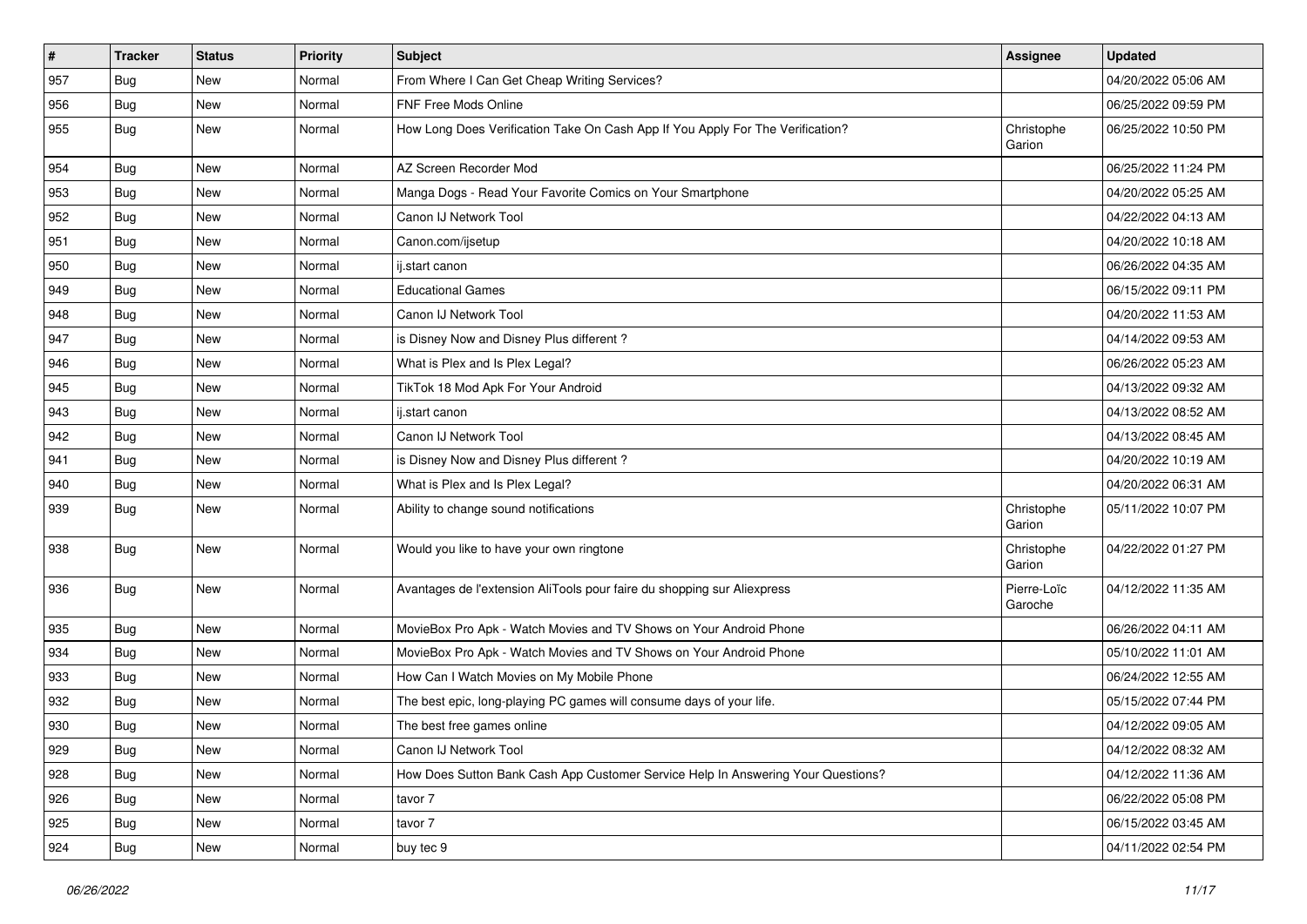| # | Tracker | Status | Priority | Subject | Assignee | Updated |
|---|---|---|---|---|---|---|
| 957 | Bug | New | Normal | From Where I Can Get Cheap Writing Services? | | 04/20/2022 05:06 AM |
| 956 | Bug | New | Normal | FNF Free Mods Online | | 06/25/2022 09:59 PM |
| 955 | Bug | New | Normal | How Long Does Verification Take On Cash App If You Apply For The Verification? | Christophe Garion | 06/25/2022 10:50 PM |
| 954 | Bug | New | Normal | AZ Screen Recorder Mod | | 06/25/2022 11:24 PM |
| 953 | Bug | New | Normal | Manga Dogs - Read Your Favorite Comics on Your Smartphone | | 04/20/2022 05:25 AM |
| 952 | Bug | New | Normal | Canon IJ Network Tool | | 04/22/2022 04:13 AM |
| 951 | Bug | New | Normal | Canon.com/ijsetup | | 04/20/2022 10:18 AM |
| 950 | Bug | New | Normal | ij.start canon | | 06/26/2022 04:35 AM |
| 949 | Bug | New | Normal | Educational Games | | 06/15/2022 09:11 PM |
| 948 | Bug | New | Normal | Canon IJ Network Tool | | 04/20/2022 11:53 AM |
| 947 | Bug | New | Normal | is Disney Now and Disney Plus different ? | | 04/14/2022 09:53 AM |
| 946 | Bug | New | Normal | What is Plex and Is Plex Legal? | | 06/26/2022 05:23 AM |
| 945 | Bug | New | Normal | TikTok 18 Mod Apk For Your Android | | 04/13/2022 09:32 AM |
| 943 | Bug | New | Normal | ij.start canon | | 04/13/2022 08:52 AM |
| 942 | Bug | New | Normal | Canon IJ Network Tool | | 04/13/2022 08:45 AM |
| 941 | Bug | New | Normal | is Disney Now and Disney Plus different ? | | 04/20/2022 10:19 AM |
| 940 | Bug | New | Normal | What is Plex and Is Plex Legal? | | 04/20/2022 06:31 AM |
| 939 | Bug | New | Normal | Ability to change sound notifications | Christophe Garion | 05/11/2022 10:07 PM |
| 938 | Bug | New | Normal | Would you like to have your own ringtone | Christophe Garion | 04/22/2022 01:27 PM |
| 936 | Bug | New | Normal | Avantages de l'extension AliTools pour faire du shopping sur Aliexpress | Pierre-Loïc Garoche | 04/12/2022 11:35 AM |
| 935 | Bug | New | Normal | MovieBox Pro Apk - Watch Movies and TV Shows on Your Android Phone | | 06/26/2022 04:11 AM |
| 934 | Bug | New | Normal | MovieBox Pro Apk - Watch Movies and TV Shows on Your Android Phone | | 05/10/2022 11:01 AM |
| 933 | Bug | New | Normal | How Can I Watch Movies on My Mobile Phone | | 06/24/2022 12:55 AM |
| 932 | Bug | New | Normal | The best epic, long-playing PC games will consume days of your life. | | 05/15/2022 07:44 PM |
| 930 | Bug | New | Normal | The best free games online | | 04/12/2022 09:05 AM |
| 929 | Bug | New | Normal | Canon IJ Network Tool | | 04/12/2022 08:32 AM |
| 928 | Bug | New | Normal | How Does Sutton Bank Cash App Customer Service Help In Answering Your Questions? | | 04/12/2022 11:36 AM |
| 926 | Bug | New | Normal | tavor 7 | | 06/22/2022 05:08 PM |
| 925 | Bug | New | Normal | tavor 7 | | 06/15/2022 03:45 AM |
| 924 | Bug | New | Normal | buy tec 9 | | 04/11/2022 02:54 PM |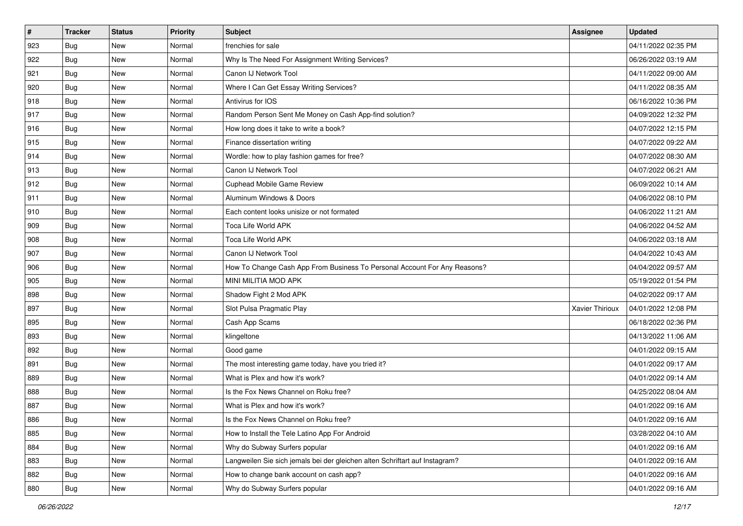| # | Tracker | Status | Priority | Subject | Assignee | Updated |
|---|---|---|---|---|---|---|
| 923 | Bug | New | Normal | frenchies for sale | | 04/11/2022 02:35 PM |
| 922 | Bug | New | Normal | Why Is The Need For Assignment Writing Services? | | 06/26/2022 03:19 AM |
| 921 | Bug | New | Normal | Canon IJ Network Tool | | 04/11/2022 09:00 AM |
| 920 | Bug | New | Normal | Where I Can Get Essay Writing Services? | | 04/11/2022 08:35 AM |
| 918 | Bug | New | Normal | Antivirus for IOS | | 06/16/2022 10:36 PM |
| 917 | Bug | New | Normal | Random Person Sent Me Money on Cash App-find solution? | | 04/09/2022 12:32 PM |
| 916 | Bug | New | Normal | How long does it take to write a book? | | 04/07/2022 12:15 PM |
| 915 | Bug | New | Normal | Finance dissertation writing | | 04/07/2022 09:22 AM |
| 914 | Bug | New | Normal | Wordle: how to play fashion games for free? | | 04/07/2022 08:30 AM |
| 913 | Bug | New | Normal | Canon IJ Network Tool | | 04/07/2022 06:21 AM |
| 912 | Bug | New | Normal | Cuphead Mobile Game Review | | 06/09/2022 10:14 AM |
| 911 | Bug | New | Normal | Aluminum Windows & Doors | | 04/06/2022 08:10 PM |
| 910 | Bug | New | Normal | Each content looks unisize or not formated | | 04/06/2022 11:21 AM |
| 909 | Bug | New | Normal | Toca Life World APK | | 04/06/2022 04:52 AM |
| 908 | Bug | New | Normal | Toca Life World APK | | 04/06/2022 03:18 AM |
| 907 | Bug | New | Normal | Canon IJ Network Tool | | 04/04/2022 10:43 AM |
| 906 | Bug | New | Normal | How To Change Cash App From Business To Personal Account For Any Reasons? | | 04/04/2022 09:57 AM |
| 905 | Bug | New | Normal | MINI MILITIA MOD APK | | 05/19/2022 01:54 PM |
| 898 | Bug | New | Normal | Shadow Fight 2 Mod APK | | 04/02/2022 09:17 AM |
| 897 | Bug | New | Normal | Slot Pulsa Pragmatic Play | Xavier Thirioux | 04/01/2022 12:08 PM |
| 895 | Bug | New | Normal | Cash App Scams | | 06/18/2022 02:36 PM |
| 893 | Bug | New | Normal | klingeltone | | 04/13/2022 11:06 AM |
| 892 | Bug | New | Normal | Good game | | 04/01/2022 09:15 AM |
| 891 | Bug | New | Normal | The most interesting game today, have you tried it? | | 04/01/2022 09:17 AM |
| 889 | Bug | New | Normal | What is Plex and how it's work? | | 04/01/2022 09:14 AM |
| 888 | Bug | New | Normal | Is the Fox News Channel on Roku free? | | 04/25/2022 08:04 AM |
| 887 | Bug | New | Normal | What is Plex and how it's work? | | 04/01/2022 09:16 AM |
| 886 | Bug | New | Normal | Is the Fox News Channel on Roku free? | | 04/01/2022 09:16 AM |
| 885 | Bug | New | Normal | How to Install the Tele Latino App For Android | | 03/28/2022 04:10 AM |
| 884 | Bug | New | Normal | Why do Subway Surfers popular | | 04/01/2022 09:16 AM |
| 883 | Bug | New | Normal | Langweilen Sie sich jemals bei der gleichen alten Schriftart auf Instagram? | | 04/01/2022 09:16 AM |
| 882 | Bug | New | Normal | How to change bank account on cash app? | | 04/01/2022 09:16 AM |
| 880 | Bug | New | Normal | Why do Subway Surfers popular | | 04/01/2022 09:16 AM |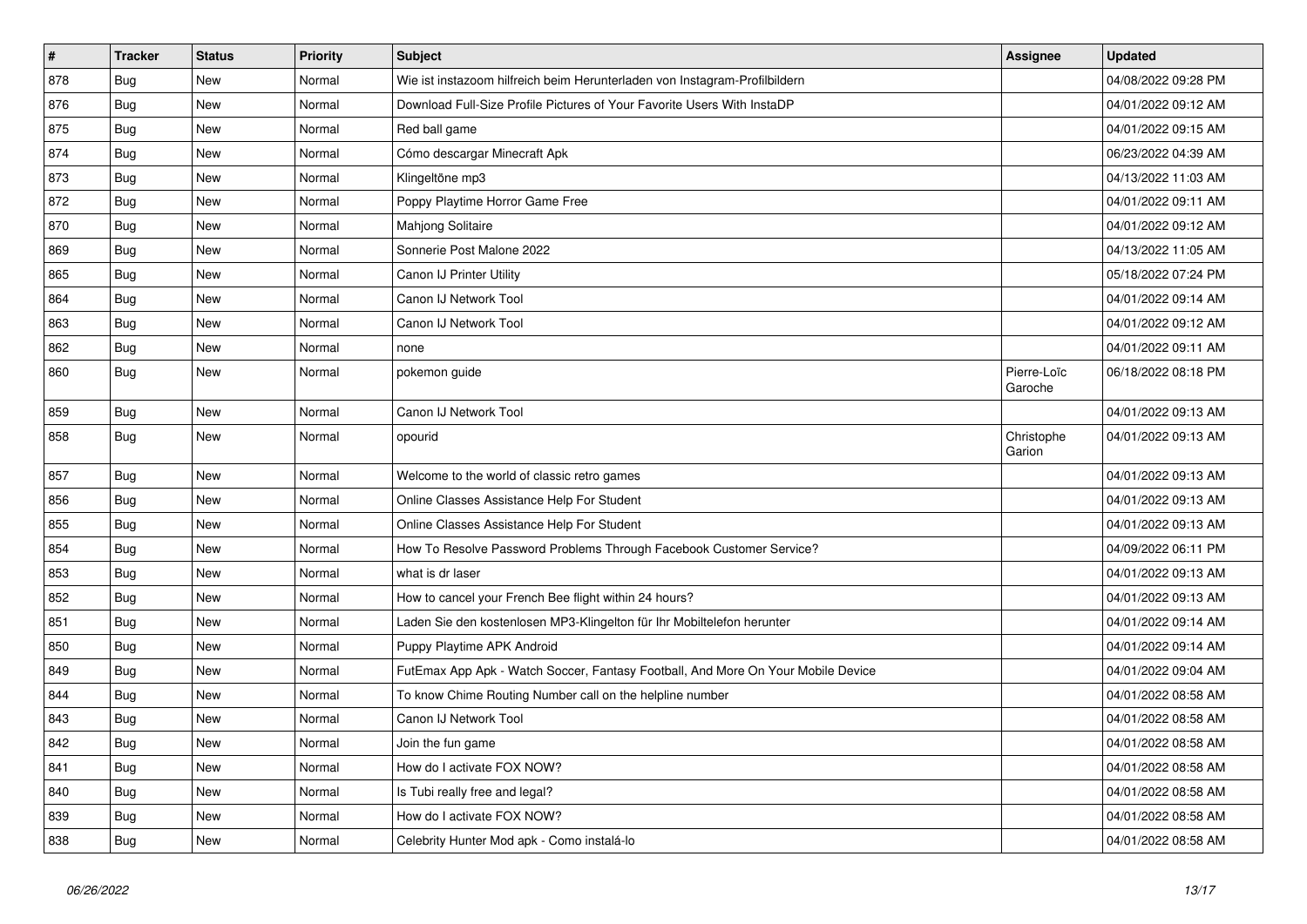| # | Tracker | Status | Priority | Subject | Assignee | Updated |
|---|---|---|---|---|---|---|
| 878 | Bug | New | Normal | Wie ist instazoom hilfreich beim Herunterladen von Instagram-Profilbildern | | 04/08/2022 09:28 PM |
| 876 | Bug | New | Normal | Download Full-Size Profile Pictures of Your Favorite Users With InstaDP | | 04/01/2022 09:12 AM |
| 875 | Bug | New | Normal | Red ball game | | 04/01/2022 09:15 AM |
| 874 | Bug | New | Normal | Cómo descargar Minecraft Apk | | 06/23/2022 04:39 AM |
| 873 | Bug | New | Normal | Klingeltöne mp3 | | 04/13/2022 11:03 AM |
| 872 | Bug | New | Normal | Poppy Playtime Horror Game Free | | 04/01/2022 09:11 AM |
| 870 | Bug | New | Normal | Mahjong Solitaire | | 04/01/2022 09:12 AM |
| 869 | Bug | New | Normal | Sonnerie Post Malone 2022 | | 04/13/2022 11:05 AM |
| 865 | Bug | New | Normal | Canon IJ Printer Utility | | 05/18/2022 07:24 PM |
| 864 | Bug | New | Normal | Canon IJ Network Tool | | 04/01/2022 09:14 AM |
| 863 | Bug | New | Normal | Canon IJ Network Tool | | 04/01/2022 09:12 AM |
| 862 | Bug | New | Normal | none | | 04/01/2022 09:11 AM |
| 860 | Bug | New | Normal | pokemon guide | Pierre-Loïc Garoche | 06/18/2022 08:18 PM |
| 859 | Bug | New | Normal | Canon IJ Network Tool | | 04/01/2022 09:13 AM |
| 858 | Bug | New | Normal | opourid | Christophe Garion | 04/01/2022 09:13 AM |
| 857 | Bug | New | Normal | Welcome to the world of classic retro games | | 04/01/2022 09:13 AM |
| 856 | Bug | New | Normal | Online Classes Assistance Help For Student | | 04/01/2022 09:13 AM |
| 855 | Bug | New | Normal | Online Classes Assistance Help For Student | | 04/01/2022 09:13 AM |
| 854 | Bug | New | Normal | How To Resolve Password Problems Through Facebook Customer Service? | | 04/09/2022 06:11 PM |
| 853 | Bug | New | Normal | what is dr laser | | 04/01/2022 09:13 AM |
| 852 | Bug | New | Normal | How to cancel your French Bee flight within 24 hours? | | 04/01/2022 09:13 AM |
| 851 | Bug | New | Normal | Laden Sie den kostenlosen MP3-Klingelton für Ihr Mobiltelefon herunter | | 04/01/2022 09:14 AM |
| 850 | Bug | New | Normal | Puppy Playtime APK Android | | 04/01/2022 09:14 AM |
| 849 | Bug | New | Normal | FutEmax App Apk - Watch Soccer, Fantasy Football, And More On Your Mobile Device | | 04/01/2022 09:04 AM |
| 844 | Bug | New | Normal | To know Chime Routing Number call on the helpline number | | 04/01/2022 08:58 AM |
| 843 | Bug | New | Normal | Canon IJ Network Tool | | 04/01/2022 08:58 AM |
| 842 | Bug | New | Normal | Join the fun game | | 04/01/2022 08:58 AM |
| 841 | Bug | New | Normal | How do I activate FOX NOW? | | 04/01/2022 08:58 AM |
| 840 | Bug | New | Normal | Is Tubi really free and legal? | | 04/01/2022 08:58 AM |
| 839 | Bug | New | Normal | How do I activate FOX NOW? | | 04/01/2022 08:58 AM |
| 838 | Bug | New | Normal | Celebrity Hunter Mod apk - Como instalá-lo | | 04/01/2022 08:58 AM |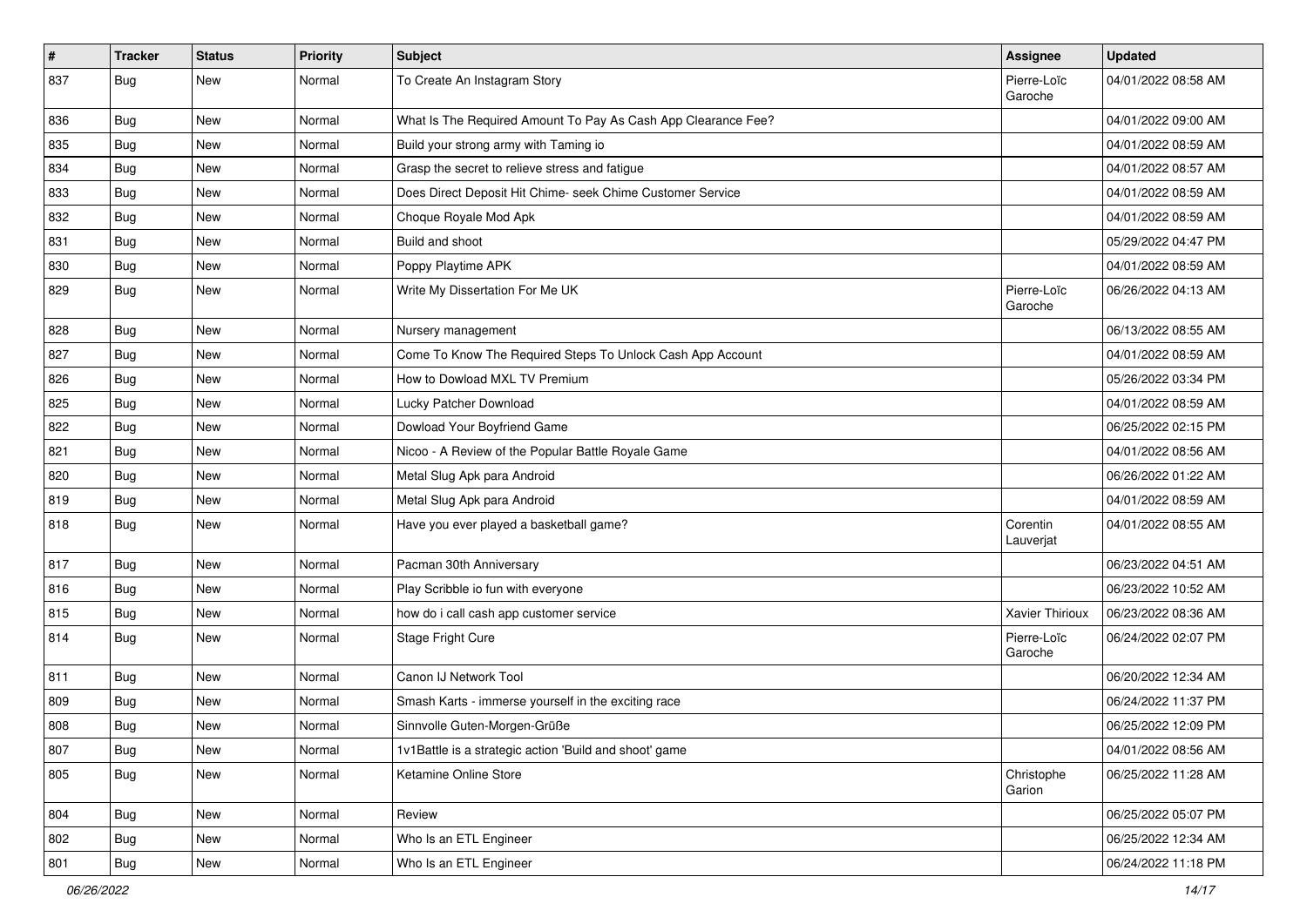| # | Tracker | Status | Priority | Subject | Assignee | Updated |
|---|---|---|---|---|---|---|
| 837 | Bug | New | Normal | To Create An Instagram Story | Pierre-Loïc Garoche | 04/01/2022 08:58 AM |
| 836 | Bug | New | Normal | What Is The Required Amount To Pay As Cash App Clearance Fee? | | 04/01/2022 09:00 AM |
| 835 | Bug | New | Normal | Build your strong army with Taming io | | 04/01/2022 08:59 AM |
| 834 | Bug | New | Normal | Grasp the secret to relieve stress and fatigue | | 04/01/2022 08:57 AM |
| 833 | Bug | New | Normal | Does Direct Deposit Hit Chime- seek Chime Customer Service | | 04/01/2022 08:59 AM |
| 832 | Bug | New | Normal | Choque Royale Mod Apk | | 04/01/2022 08:59 AM |
| 831 | Bug | New | Normal | Build and shoot | | 05/29/2022 04:47 PM |
| 830 | Bug | New | Normal | Poppy Playtime APK | | 04/01/2022 08:59 AM |
| 829 | Bug | New | Normal | Write My Dissertation For Me UK | Pierre-Loïc Garoche | 06/26/2022 04:13 AM |
| 828 | Bug | New | Normal | Nursery management | | 06/13/2022 08:55 AM |
| 827 | Bug | New | Normal | Come To Know The Required Steps To Unlock Cash App Account | | 04/01/2022 08:59 AM |
| 826 | Bug | New | Normal | How to Dowload MXL TV Premium | | 05/26/2022 03:34 PM |
| 825 | Bug | New | Normal | Lucky Patcher Download | | 04/01/2022 08:59 AM |
| 822 | Bug | New | Normal | Dowload Your Boyfriend Game | | 06/25/2022 02:15 PM |
| 821 | Bug | New | Normal | Nicoo - A Review of the Popular Battle Royale Game | | 04/01/2022 08:56 AM |
| 820 | Bug | New | Normal | Metal Slug Apk para Android | | 06/26/2022 01:22 AM |
| 819 | Bug | New | Normal | Metal Slug Apk para Android | | 04/01/2022 08:59 AM |
| 818 | Bug | New | Normal | Have you ever played a basketball game? | Corentin Lauverjat | 04/01/2022 08:55 AM |
| 817 | Bug | New | Normal | Pacman 30th Anniversary | | 06/23/2022 04:51 AM |
| 816 | Bug | New | Normal | Play Scribble io fun with everyone | | 06/23/2022 10:52 AM |
| 815 | Bug | New | Normal | how do i call cash app customer service | Xavier Thirioux | 06/23/2022 08:36 AM |
| 814 | Bug | New | Normal | Stage Fright Cure | Pierre-Loïc Garoche | 06/24/2022 02:07 PM |
| 811 | Bug | New | Normal | Canon IJ Network Tool | | 06/20/2022 12:34 AM |
| 809 | Bug | New | Normal | Smash Karts - immerse yourself in the exciting race | | 06/24/2022 11:37 PM |
| 808 | Bug | New | Normal | Sinnvolle Guten-Morgen-Grüße | | 06/25/2022 12:09 PM |
| 807 | Bug | New | Normal | 1v1Battle is a strategic action 'Build and shoot' game | | 04/01/2022 08:56 AM |
| 805 | Bug | New | Normal | Ketamine Online Store | Christophe Garion | 06/25/2022 11:28 AM |
| 804 | Bug | New | Normal | Review | | 06/25/2022 05:07 PM |
| 802 | Bug | New | Normal | Who Is an ETL Engineer | | 06/25/2022 12:34 AM |
| 801 | Bug | New | Normal | Who Is an ETL Engineer | | 06/24/2022 11:18 PM |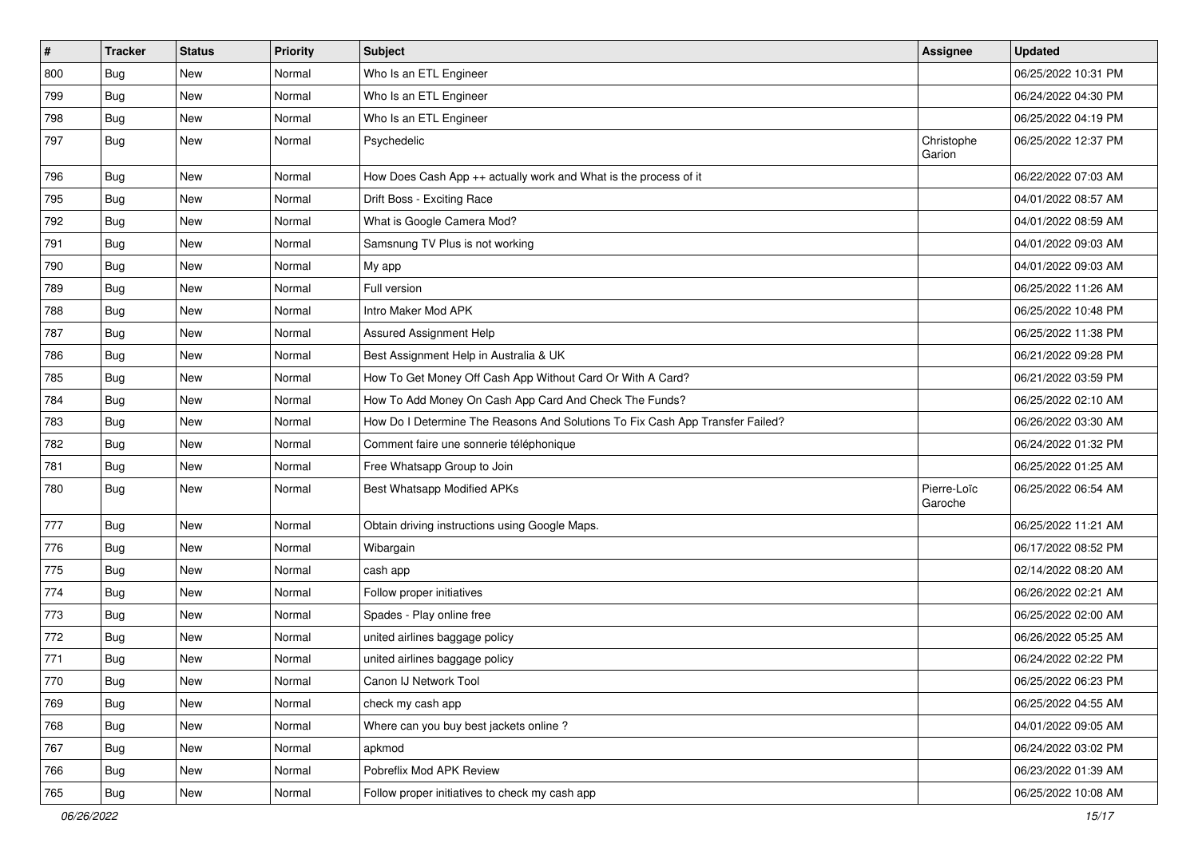| # | Tracker | Status | Priority | Subject | Assignee | Updated |
|---|---|---|---|---|---|---|
| 800 | Bug | New | Normal | Who Is an ETL Engineer | | 06/25/2022 10:31 PM |
| 799 | Bug | New | Normal | Who Is an ETL Engineer | | 06/24/2022 04:30 PM |
| 798 | Bug | New | Normal | Who Is an ETL Engineer | | 06/25/2022 04:19 PM |
| 797 | Bug | New | Normal | Psychedelic | Christophe Garion | 06/25/2022 12:37 PM |
| 796 | Bug | New | Normal | How Does Cash App ++ actually work and What is the process of it | | 06/22/2022 07:03 AM |
| 795 | Bug | New | Normal | Drift Boss - Exciting Race | | 04/01/2022 08:57 AM |
| 792 | Bug | New | Normal | What is Google Camera Mod? | | 04/01/2022 08:59 AM |
| 791 | Bug | New | Normal | Samsnung TV Plus is not working | | 04/01/2022 09:03 AM |
| 790 | Bug | New | Normal | My app | | 04/01/2022 09:03 AM |
| 789 | Bug | New | Normal | Full version | | 06/25/2022 11:26 AM |
| 788 | Bug | New | Normal | Intro Maker Mod APK | | 06/25/2022 10:48 PM |
| 787 | Bug | New | Normal | Assured Assignment Help | | 06/25/2022 11:38 PM |
| 786 | Bug | New | Normal | Best Assignment Help in Australia & UK | | 06/21/2022 09:28 PM |
| 785 | Bug | New | Normal | How To Get Money Off Cash App Without Card Or With A Card? | | 06/21/2022 03:59 PM |
| 784 | Bug | New | Normal | How To Add Money On Cash App Card And Check The Funds? | | 06/25/2022 02:10 AM |
| 783 | Bug | New | Normal | How Do I Determine The Reasons And Solutions To Fix Cash App Transfer Failed? | | 06/26/2022 03:30 AM |
| 782 | Bug | New | Normal | Comment faire une sonnerie téléphonique | | 06/24/2022 01:32 PM |
| 781 | Bug | New | Normal | Free Whatsapp Group to Join | | 06/25/2022 01:25 AM |
| 780 | Bug | New | Normal | Best Whatsapp Modified APKs | Pierre-Loïc Garoche | 06/25/2022 06:54 AM |
| 777 | Bug | New | Normal | Obtain driving instructions using Google Maps. | | 06/25/2022 11:21 AM |
| 776 | Bug | New | Normal | Wibargain | | 06/17/2022 08:52 PM |
| 775 | Bug | New | Normal | cash app | | 02/14/2022 08:20 AM |
| 774 | Bug | New | Normal | Follow proper initiatives | | 06/26/2022 02:21 AM |
| 773 | Bug | New | Normal | Spades - Play online free | | 06/25/2022 02:00 AM |
| 772 | Bug | New | Normal | united airlines baggage policy | | 06/26/2022 05:25 AM |
| 771 | Bug | New | Normal | united airlines baggage policy | | 06/24/2022 02:22 PM |
| 770 | Bug | New | Normal | Canon IJ Network Tool | | 06/25/2022 06:23 PM |
| 769 | Bug | New | Normal | check my cash app | | 06/25/2022 04:55 AM |
| 768 | Bug | New | Normal | Where can you buy best jackets online ? | | 04/01/2022 09:05 AM |
| 767 | Bug | New | Normal | apkmod | | 06/24/2022 03:02 PM |
| 766 | Bug | New | Normal | Pobreflix Mod APK Review | | 06/23/2022 01:39 AM |
| 765 | Bug | New | Normal | Follow proper initiatives to check my cash app | | 06/25/2022 10:08 AM |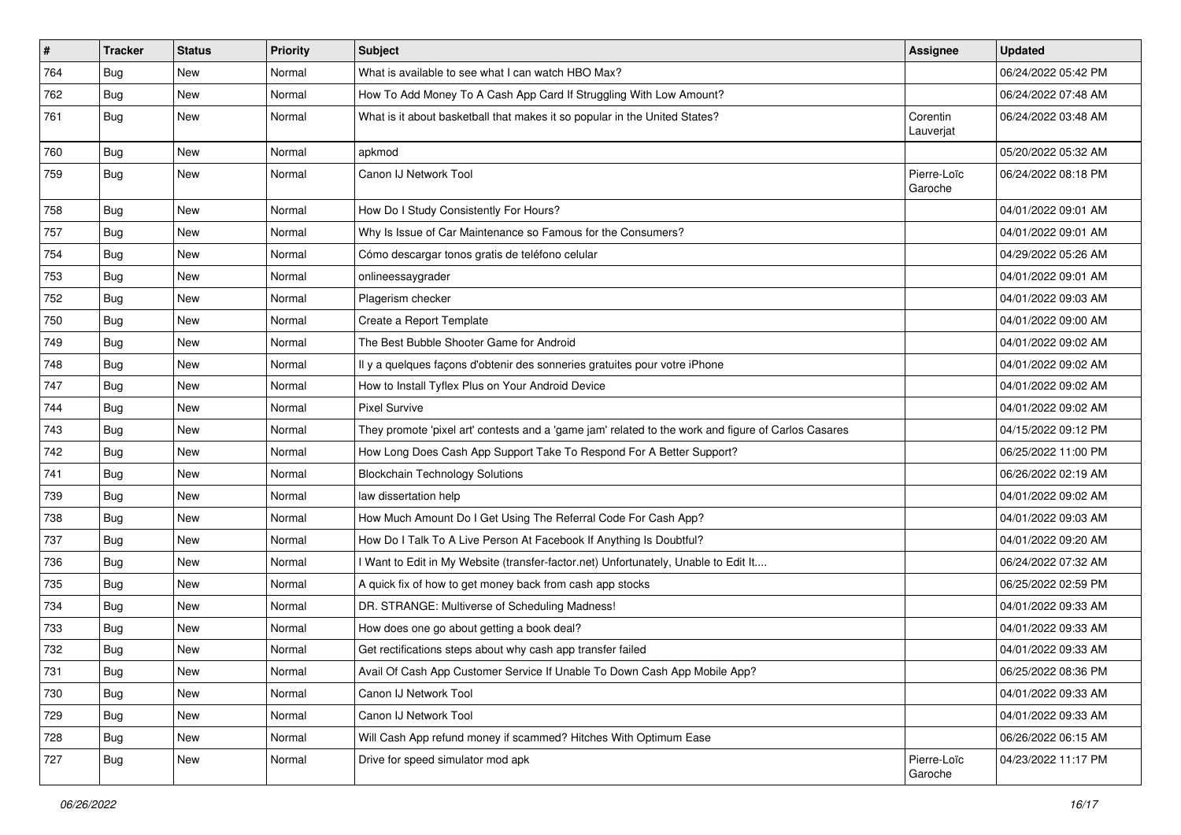| # | Tracker | Status | Priority | Subject | Assignee | Updated |
|---|---|---|---|---|---|---|
| 764 | Bug | New | Normal | What is available to see what I can watch HBO Max? | | 06/24/2022 05:42 PM |
| 762 | Bug | New | Normal | How To Add Money To A Cash App Card If Struggling With Low Amount? | | 06/24/2022 07:48 AM |
| 761 | Bug | New | Normal | What is it about basketball that makes it so popular in the United States? | Corentin Lauverjat | 06/24/2022 03:48 AM |
| 760 | Bug | New | Normal | apkmod | | 05/20/2022 05:32 AM |
| 759 | Bug | New | Normal | Canon IJ Network Tool | Pierre-Loïc Garoche | 06/24/2022 08:18 PM |
| 758 | Bug | New | Normal | How Do I Study Consistently For Hours? | | 04/01/2022 09:01 AM |
| 757 | Bug | New | Normal | Why Is Issue of Car Maintenance so Famous for the Consumers? | | 04/01/2022 09:01 AM |
| 754 | Bug | New | Normal | Cómo descargar tonos gratis de teléfono celular | | 04/29/2022 05:26 AM |
| 753 | Bug | New | Normal | onlineessaygrader | | 04/01/2022 09:01 AM |
| 752 | Bug | New | Normal | Plagerism checker | | 04/01/2022 09:03 AM |
| 750 | Bug | New | Normal | Create a Report Template | | 04/01/2022 09:00 AM |
| 749 | Bug | New | Normal | The Best Bubble Shooter Game for Android | | 04/01/2022 09:02 AM |
| 748 | Bug | New | Normal | Il y a quelques façons d'obtenir des sonneries gratuites pour votre iPhone | | 04/01/2022 09:02 AM |
| 747 | Bug | New | Normal | How to Install Tyflex Plus on Your Android Device | | 04/01/2022 09:02 AM |
| 744 | Bug | New | Normal | Pixel Survive | | 04/01/2022 09:02 AM |
| 743 | Bug | New | Normal | They promote 'pixel art' contests and a 'game jam' related to the work and figure of Carlos Casares | | 04/15/2022 09:12 PM |
| 742 | Bug | New | Normal | How Long Does Cash App Support Take To Respond For A Better Support? | | 06/25/2022 11:00 PM |
| 741 | Bug | New | Normal | Blockchain Technology Solutions | | 06/26/2022 02:19 AM |
| 739 | Bug | New | Normal | law dissertation help | | 04/01/2022 09:02 AM |
| 738 | Bug | New | Normal | How Much Amount Do I Get Using The Referral Code For Cash App? | | 04/01/2022 09:03 AM |
| 737 | Bug | New | Normal | How Do I Talk To A Live Person At Facebook If Anything Is Doubtful? | | 04/01/2022 09:20 AM |
| 736 | Bug | New | Normal | I Want to Edit in My Website (transfer-factor.net) Unfortunately, Unable to Edit It.... | | 06/24/2022 07:32 AM |
| 735 | Bug | New | Normal | A quick fix of how to get money back from cash app stocks | | 06/25/2022 02:59 PM |
| 734 | Bug | New | Normal | DR. STRANGE: Multiverse of Scheduling Madness! | | 04/01/2022 09:33 AM |
| 733 | Bug | New | Normal | How does one go about getting a book deal? | | 04/01/2022 09:33 AM |
| 732 | Bug | New | Normal | Get rectifications steps about why cash app transfer failed | | 04/01/2022 09:33 AM |
| 731 | Bug | New | Normal | Avail Of Cash App Customer Service If Unable To Down Cash App Mobile App? | | 06/25/2022 08:36 PM |
| 730 | Bug | New | Normal | Canon IJ Network Tool | | 04/01/2022 09:33 AM |
| 729 | Bug | New | Normal | Canon IJ Network Tool | | 04/01/2022 09:33 AM |
| 728 | Bug | New | Normal | Will Cash App refund money if scammed? Hitches With Optimum Ease | | 06/26/2022 06:15 AM |
| 727 | Bug | New | Normal | Drive for speed simulator mod apk | Pierre-Loïc Garoche | 04/23/2022 11:17 PM |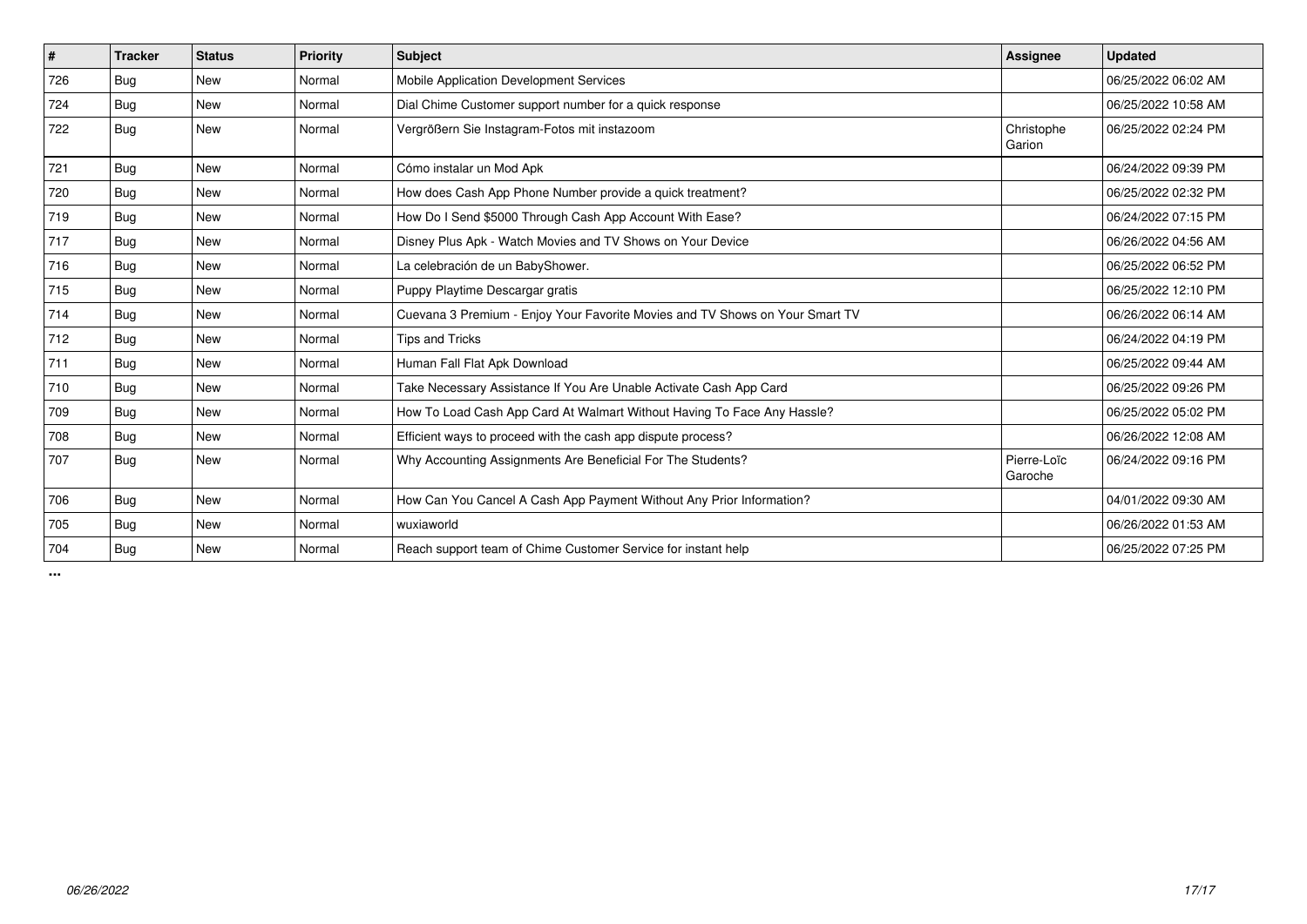| # | Tracker | Status | Priority | Subject | Assignee | Updated |
|---|---|---|---|---|---|---|
| 726 | Bug | New | Normal | Mobile Application Development Services | | 06/25/2022 06:02 AM |
| 724 | Bug | New | Normal | Dial Chime Customer support number for a quick response | | 06/25/2022 10:58 AM |
| 722 | Bug | New | Normal | Vergrößern Sie Instagram-Fotos mit instazoom | Christophe Garion | 06/25/2022 02:24 PM |
| 721 | Bug | New | Normal | Cómo instalar un Mod Apk | | 06/24/2022 09:39 PM |
| 720 | Bug | New | Normal | How does Cash App Phone Number provide a quick treatment? | | 06/25/2022 02:32 PM |
| 719 | Bug | New | Normal | How Do I Send $5000 Through Cash App Account With Ease? | | 06/24/2022 07:15 PM |
| 717 | Bug | New | Normal | Disney Plus Apk - Watch Movies and TV Shows on Your Device | | 06/26/2022 04:56 AM |
| 716 | Bug | New | Normal | La celebración de un BabyShower. | | 06/25/2022 06:52 PM |
| 715 | Bug | New | Normal | Puppy Playtime Descargar gratis | | 06/25/2022 12:10 PM |
| 714 | Bug | New | Normal | Cuevana 3 Premium - Enjoy Your Favorite Movies and TV Shows on Your Smart TV | | 06/26/2022 06:14 AM |
| 712 | Bug | New | Normal | Tips and Tricks | | 06/24/2022 04:19 PM |
| 711 | Bug | New | Normal | Human Fall Flat Apk Download | | 06/25/2022 09:44 AM |
| 710 | Bug | New | Normal | Take Necessary Assistance If You Are Unable Activate Cash App Card | | 06/25/2022 09:26 PM |
| 709 | Bug | New | Normal | How To Load Cash App Card At Walmart Without Having To Face Any Hassle? | | 06/25/2022 05:02 PM |
| 708 | Bug | New | Normal | Efficient ways to proceed with the cash app dispute process? | | 06/26/2022 12:08 AM |
| 707 | Bug | New | Normal | Why Accounting Assignments Are Beneficial For The Students? | Pierre-Loïc Garoche | 06/24/2022 09:16 PM |
| 706 | Bug | New | Normal | How Can You Cancel A Cash App Payment Without Any Prior Information? | | 04/01/2022 09:30 AM |
| 705 | Bug | New | Normal | wuxiaworld | | 06/26/2022 01:53 AM |
| 704 | Bug | New | Normal | Reach support team of Chime Customer Service for instant help | | 06/25/2022 07:25 PM |

...